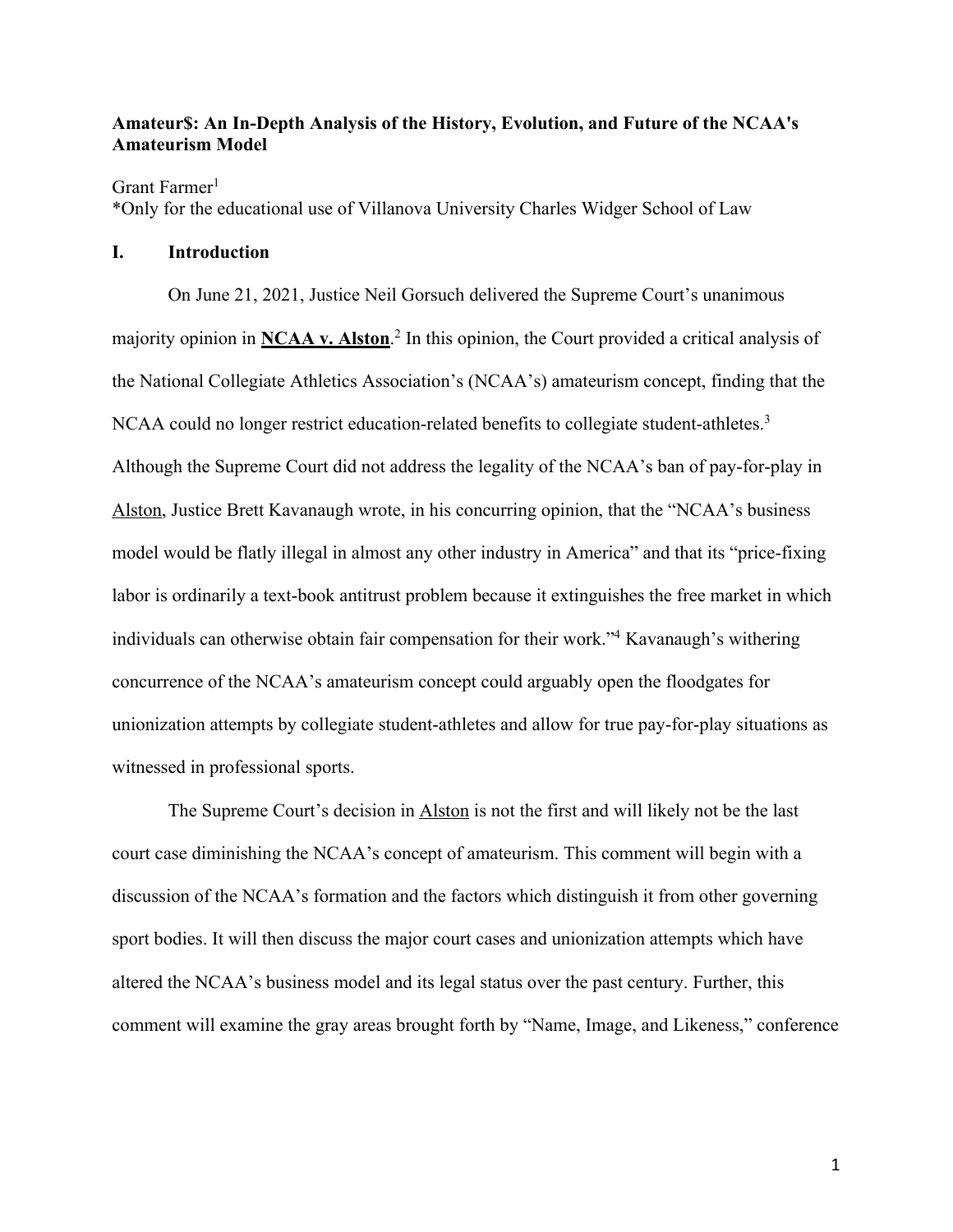**Amateur$: An In-Depth Analysis of the History, Evolution, and Future of the NCAA's Amateurism Model**

Grant Farmer[1]

*Only for the educational use of Villanova University Charles Widger School of Law

## I. Introduction

On June 21, 2021, Justice Neil Gorsuch delivered the Supreme Court's unanimous majority opinion in **NCAA v. Alston**.[2] In this opinion, the Court provided a critical analysis of the National Collegiate Athletics Association's (NCAA's) amateurism concept, finding that the NCAA could no longer restrict education-related benefits to collegiate student-athletes.[3] Although the Supreme Court did not address the legality of the NCAA's ban of pay-for-play in Alston, Justice Brett Kavanaugh wrote, in his concurring opinion, that the "NCAA's business model would be flatly illegal in almost any other industry in America" and that its "price-fixing labor is ordinarily a text-book antitrust problem because it extinguishes the free market in which individuals can otherwise obtain fair compensation for their work."[4] Kavanaugh's withering concurrence of the NCAA's amateurism concept could arguably open the floodgates for unionization attempts by collegiate student-athletes and allow for true pay-for-play situations as witnessed in professional sports.

The Supreme Court's decision in Alston is not the first and will likely not be the last court case diminishing the NCAA's concept of amateurism. This comment will begin with a discussion of the NCAA's formation and the factors which distinguish it from other governing sport bodies. It will then discuss the major court cases and unionization attempts which have altered the NCAA's business model and its legal status over the past century. Further, this comment will examine the gray areas brought forth by "Name, Image, and Likeness," conference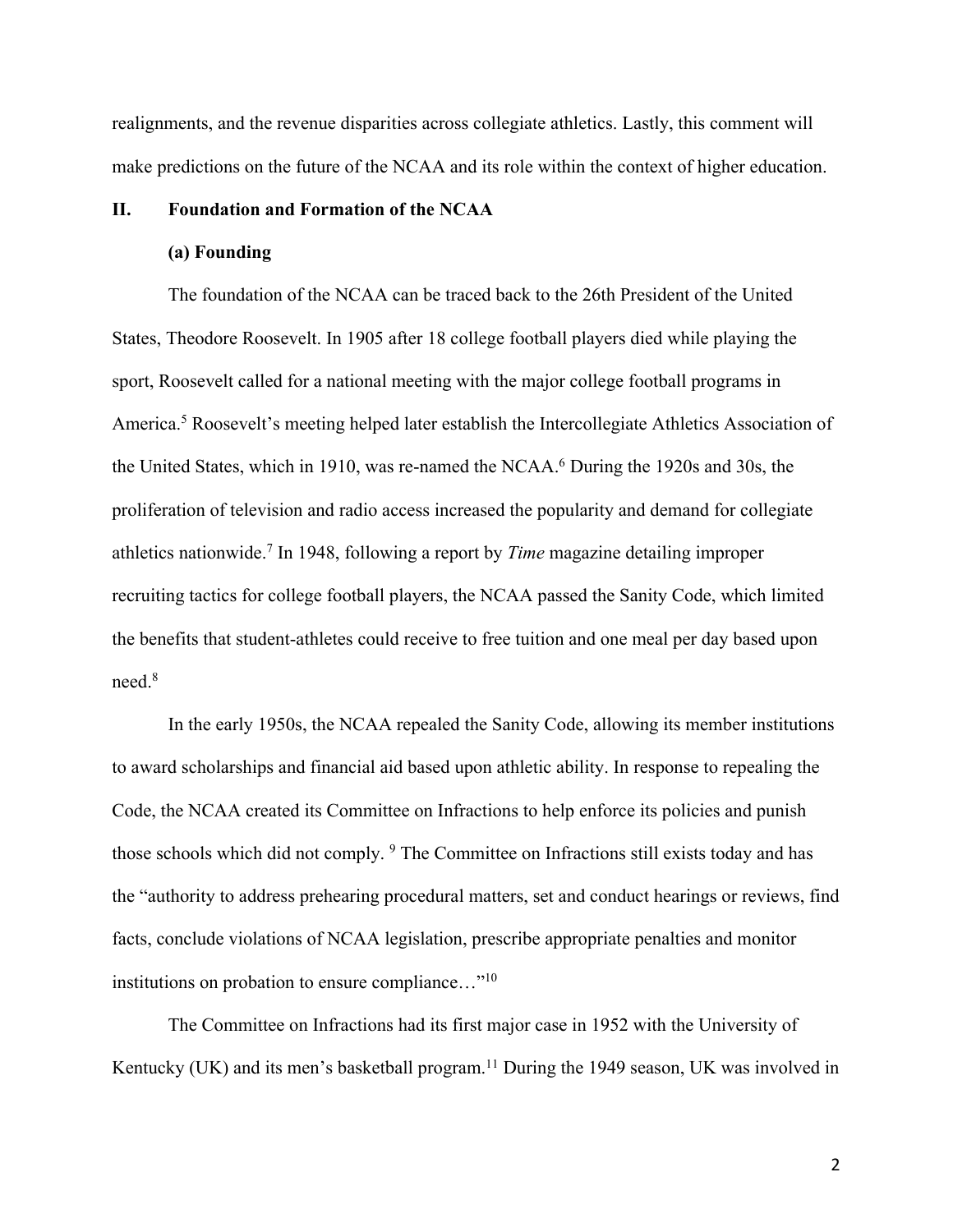realignments, and the revenue disparities across collegiate athletics. Lastly, this comment will make predictions on the future of the NCAA and its role within the context of higher education.

## II. Foundation and Formation of the NCAA

### (a) Founding

The foundation of the NCAA can be traced back to the 26th President of the United States, Theodore Roosevelt. In 1905 after 18 college football players died while playing the sport, Roosevelt called for a national meeting with the major college football programs in America.[5] Roosevelt's meeting helped later establish the Intercollegiate Athletics Association of the United States, which in 1910, was re-named the NCAA.[6] During the 1920s and 30s, the proliferation of television and radio access increased the popularity and demand for collegiate athletics nationwide.[7] In 1948, following a report by *Time* magazine detailing improper recruiting tactics for college football players, the NCAA passed the Sanity Code, which limited the benefits that student-athletes could receive to free tuition and one meal per day based upon need.[8]

In the early 1950s, the NCAA repealed the Sanity Code, allowing its member institutions to award scholarships and financial aid based upon athletic ability. In response to repealing the Code, the NCAA created its Committee on Infractions to help enforce its policies and punish those schools which did not comply. [9] The Committee on Infractions still exists today and has the "authority to address prehearing procedural matters, set and conduct hearings or reviews, find facts, conclude violations of NCAA legislation, prescribe appropriate penalties and monitor institutions on probation to ensure compliance…"[10]

The Committee on Infractions had its first major case in 1952 with the University of Kentucky (UK) and its men's basketball program.[11] During the 1949 season, UK was involved in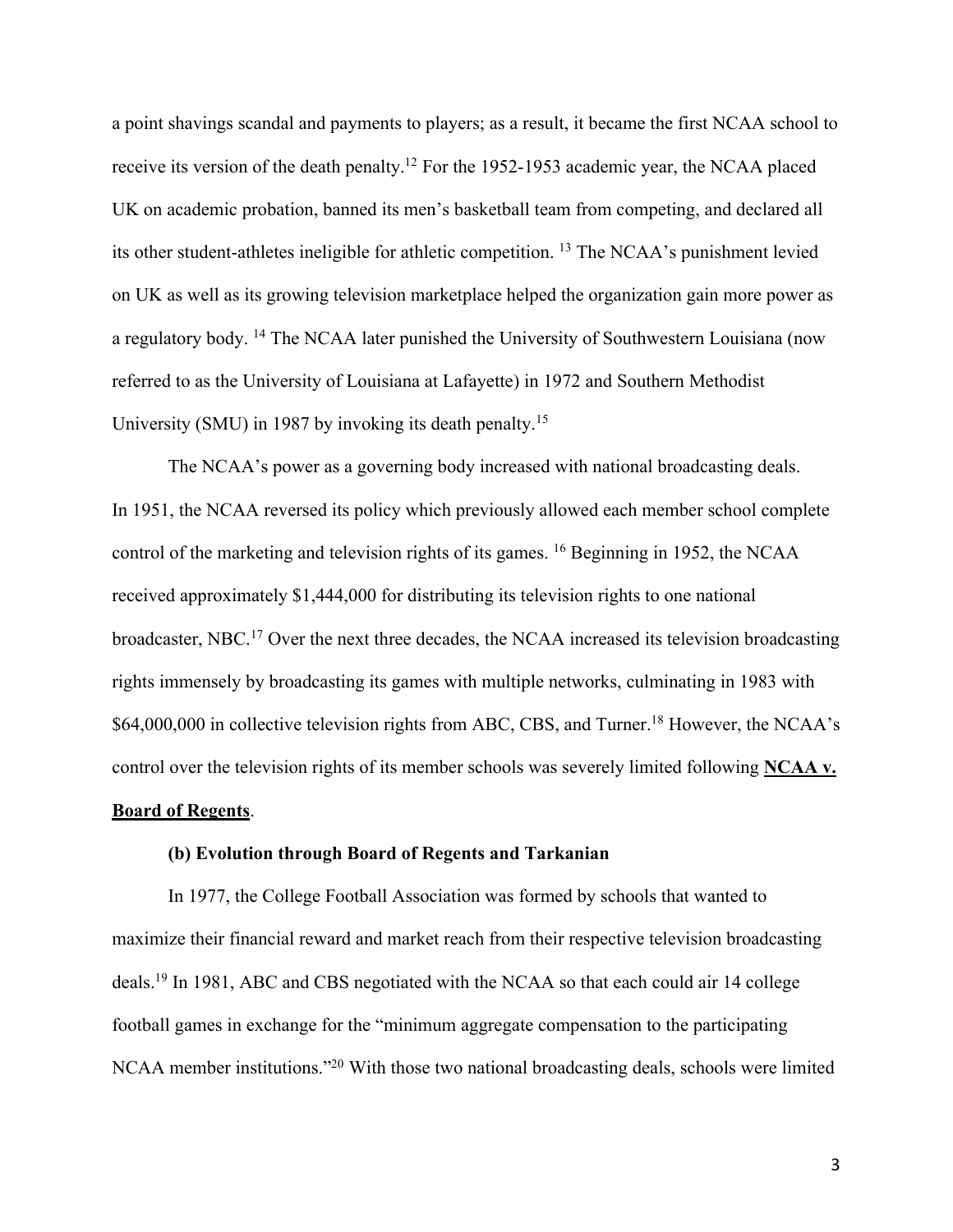a point shavings scandal and payments to players; as a result, it became the first NCAA school to receive its version of the death penalty.[12] For the 1952-1953 academic year, the NCAA placed UK on academic probation, banned its men's basketball team from competing, and declared all its other student-athletes ineligible for athletic competition. [13] The NCAA's punishment levied on UK as well as its growing television marketplace helped the organization gain more power as a regulatory body. [14] The NCAA later punished the University of Southwestern Louisiana (now referred to as the University of Louisiana at Lafayette) in 1972 and Southern Methodist University (SMU) in 1987 by invoking its death penalty.[15]

The NCAA's power as a governing body increased with national broadcasting deals. In 1951, the NCAA reversed its policy which previously allowed each member school complete control of the marketing and television rights of its games. [16] Beginning in 1952, the NCAA received approximately $1,444,000 for distributing its television rights to one national broadcaster, NBC.[17] Over the next three decades, the NCAA increased its television broadcasting rights immensely by broadcasting its games with multiple networks, culminating in 1983 with $64,000,000 in collective television rights from ABC, CBS, and Turner.[18] However, the NCAA's control over the television rights of its member schools was severely limited following **NCAA v. Board of Regents**.

### (b) Evolution through Board of Regents and Tarkanian

In 1977, the College Football Association was formed by schools that wanted to maximize their financial reward and market reach from their respective television broadcasting deals.[19] In 1981, ABC and CBS negotiated with the NCAA so that each could air 14 college football games in exchange for the "minimum aggregate compensation to the participating NCAA member institutions."[20] With those two national broadcasting deals, schools were limited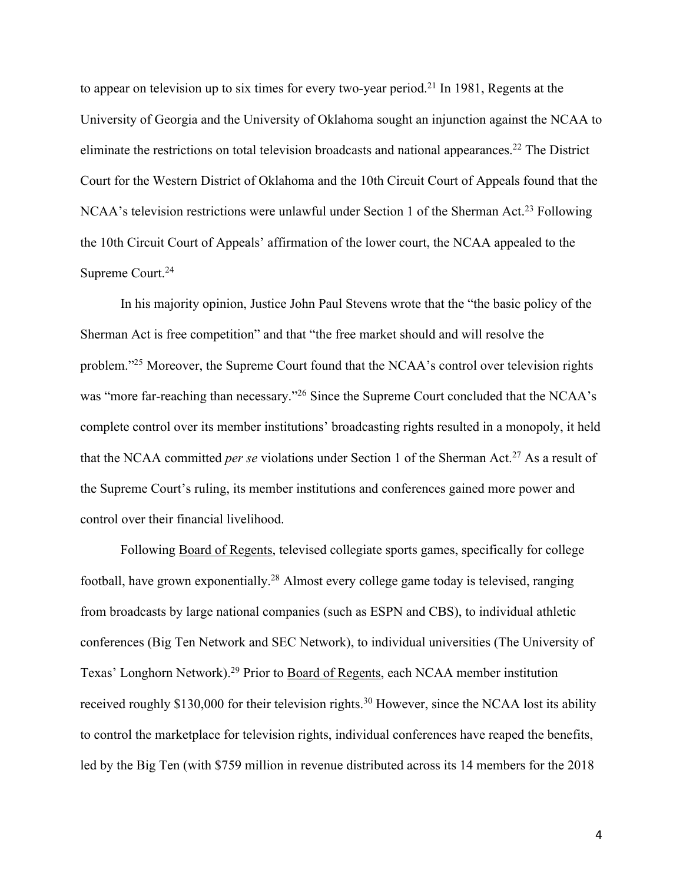to appear on television up to six times for every two-year period.[21] In 1981, Regents at the University of Georgia and the University of Oklahoma sought an injunction against the NCAA to eliminate the restrictions on total television broadcasts and national appearances.[22] The District Court for the Western District of Oklahoma and the 10th Circuit Court of Appeals found that the NCAA's television restrictions were unlawful under Section 1 of the Sherman Act.[23] Following the 10th Circuit Court of Appeals' affirmation of the lower court, the NCAA appealed to the Supreme Court.[24]

In his majority opinion, Justice John Paul Stevens wrote that the "the basic policy of the Sherman Act is free competition" and that "the free market should and will resolve the problem."[25] Moreover, the Supreme Court found that the NCAA's control over television rights was "more far-reaching than necessary."[26] Since the Supreme Court concluded that the NCAA's complete control over its member institutions' broadcasting rights resulted in a monopoly, it held that the NCAA committed *per se* violations under Section 1 of the Sherman Act.[27] As a result of the Supreme Court's ruling, its member institutions and conferences gained more power and control over their financial livelihood.

Following Board of Regents, televised collegiate sports games, specifically for college football, have grown exponentially.[28] Almost every college game today is televised, ranging from broadcasts by large national companies (such as ESPN and CBS), to individual athletic conferences (Big Ten Network and SEC Network), to individual universities (The University of Texas' Longhorn Network).[29] Prior to Board of Regents, each NCAA member institution received roughly $130,000 for their television rights.[30] However, since the NCAA lost its ability to control the marketplace for television rights, individual conferences have reaped the benefits, led by the Big Ten (with $759 million in revenue distributed across its 14 members for the 2018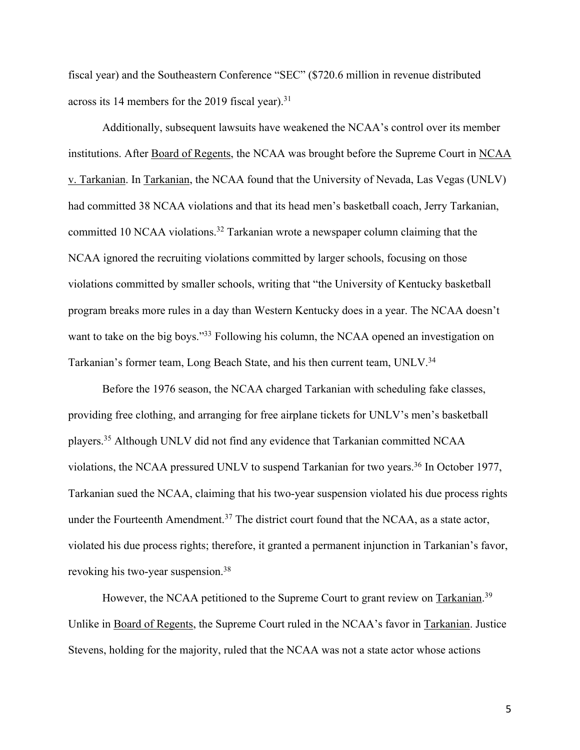fiscal year) and the Southeastern Conference "SEC" ($720.6 million in revenue distributed across its 14 members for the 2019 fiscal year).[31]

Additionally, subsequent lawsuits have weakened the NCAA's control over its member institutions. After Board of Regents, the NCAA was brought before the Supreme Court in NCAA v. Tarkanian. In Tarkanian, the NCAA found that the University of Nevada, Las Vegas (UNLV) had committed 38 NCAA violations and that its head men's basketball coach, Jerry Tarkanian, committed 10 NCAA violations.[32] Tarkanian wrote a newspaper column claiming that the NCAA ignored the recruiting violations committed by larger schools, focusing on those violations committed by smaller schools, writing that "the University of Kentucky basketball program breaks more rules in a day than Western Kentucky does in a year. The NCAA doesn't want to take on the big boys."[33] Following his column, the NCAA opened an investigation on Tarkanian's former team, Long Beach State, and his then current team, UNLV.[34]

Before the 1976 season, the NCAA charged Tarkanian with scheduling fake classes, providing free clothing, and arranging for free airplane tickets for UNLV's men's basketball players.[35] Although UNLV did not find any evidence that Tarkanian committed NCAA violations, the NCAA pressured UNLV to suspend Tarkanian for two years.[36] In October 1977, Tarkanian sued the NCAA, claiming that his two-year suspension violated his due process rights under the Fourteenth Amendment.[37] The district court found that the NCAA, as a state actor, violated his due process rights; therefore, it granted a permanent injunction in Tarkanian's favor, revoking his two-year suspension.[38]

However, the NCAA petitioned to the Supreme Court to grant review on Tarkanian.[39] Unlike in Board of Regents, the Supreme Court ruled in the NCAA's favor in Tarkanian. Justice Stevens, holding for the majority, ruled that the NCAA was not a state actor whose actions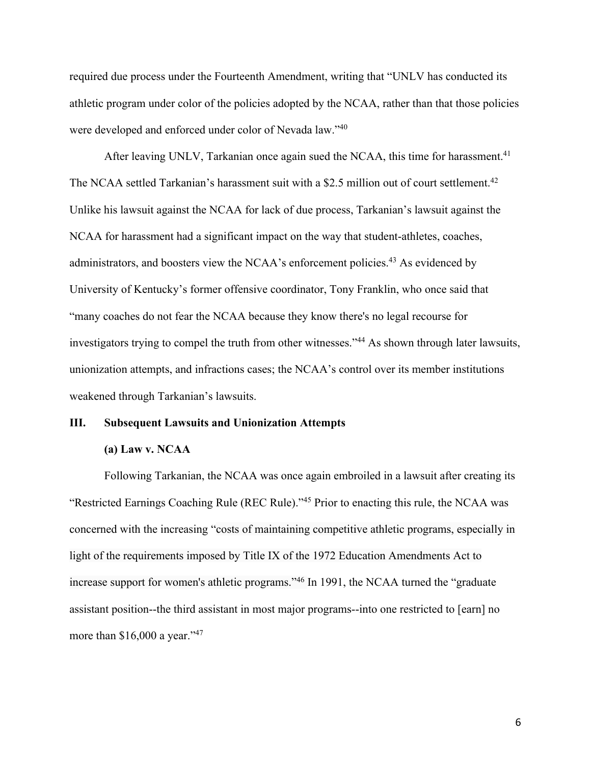required due process under the Fourteenth Amendment, writing that "UNLV has conducted its athletic program under color of the policies adopted by the NCAA, rather than that those policies were developed and enforced under color of Nevada law."[40]

After leaving UNLV, Tarkanian once again sued the NCAA, this time for harassment.[41] The NCAA settled Tarkanian's harassment suit with a $2.5 million out of court settlement.[42] Unlike his lawsuit against the NCAA for lack of due process, Tarkanian's lawsuit against the NCAA for harassment had a significant impact on the way that student-athletes, coaches, administrators, and boosters view the NCAA's enforcement policies.[43] As evidenced by University of Kentucky's former offensive coordinator, Tony Franklin, who once said that "many coaches do not fear the NCAA because they know there's no legal recourse for investigators trying to compel the truth from other witnesses."[44] As shown through later lawsuits, unionization attempts, and infractions cases; the NCAA's control over its member institutions weakened through Tarkanian's lawsuits.

## III. Subsequent Lawsuits and Unionization Attempts

### (a) Law v. NCAA

Following Tarkanian, the NCAA was once again embroiled in a lawsuit after creating its "Restricted Earnings Coaching Rule (REC Rule)."[45] Prior to enacting this rule, the NCAA was concerned with the increasing "costs of maintaining competitive athletic programs, especially in light of the requirements imposed by Title IX of the 1972 Education Amendments Act to increase support for women's athletic programs."[46] In 1991, the NCAA turned the "graduate assistant position--the third assistant in most major programs--into one restricted to [earn] no more than $16,000 a year."[47]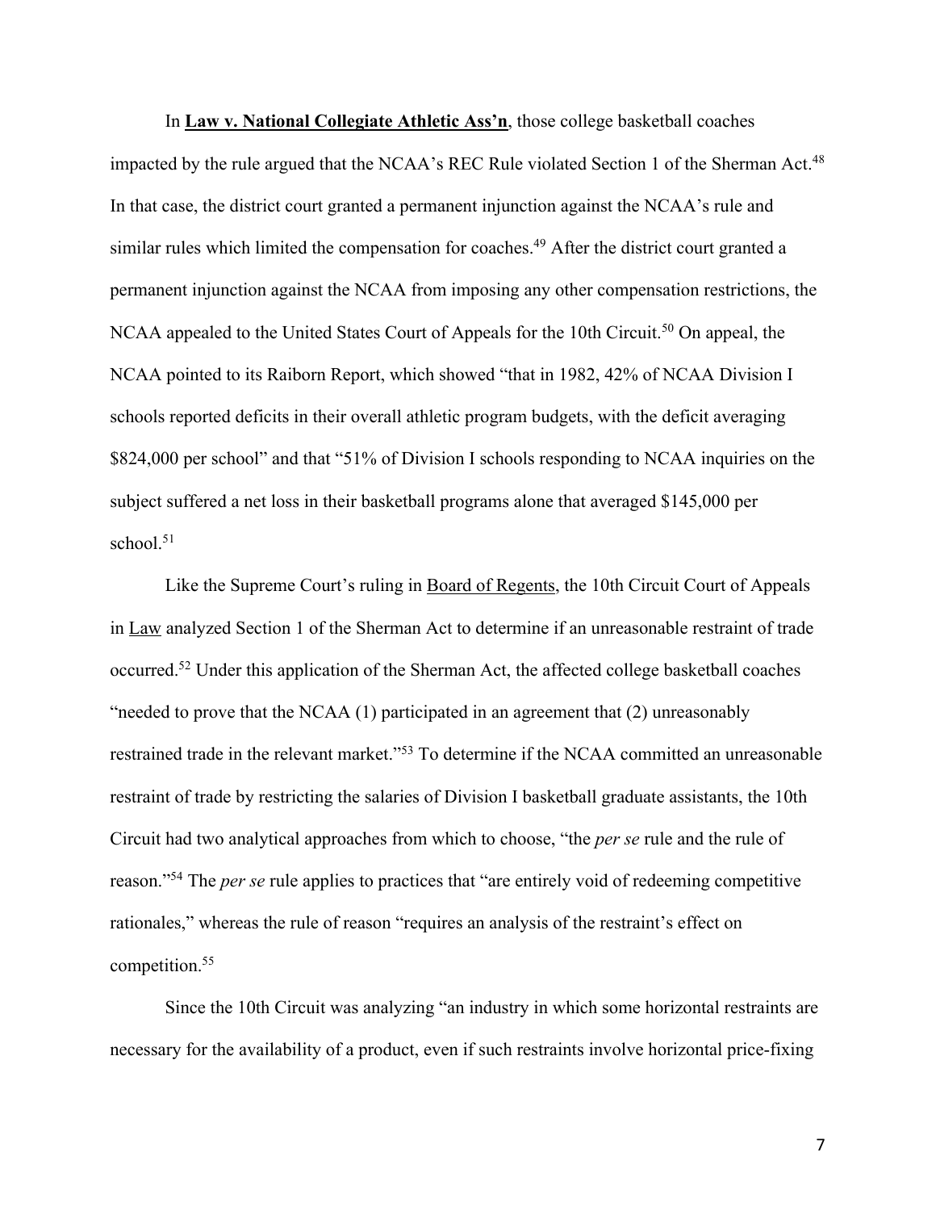In **Law v. National Collegiate Athletic Ass'n**, those college basketball coaches impacted by the rule argued that the NCAA's REC Rule violated Section 1 of the Sherman Act.[48] In that case, the district court granted a permanent injunction against the NCAA's rule and similar rules which limited the compensation for coaches.[49] After the district court granted a permanent injunction against the NCAA from imposing any other compensation restrictions, the NCAA appealed to the United States Court of Appeals for the 10th Circuit.[50] On appeal, the NCAA pointed to its Raiborn Report, which showed "that in 1982, 42% of NCAA Division I schools reported deficits in their overall athletic program budgets, with the deficit averaging $824,000 per school" and that "51% of Division I schools responding to NCAA inquiries on the subject suffered a net loss in their basketball programs alone that averaged $145,000 per school.[51]

Like the Supreme Court's ruling in Board of Regents, the 10th Circuit Court of Appeals in Law analyzed Section 1 of the Sherman Act to determine if an unreasonable restraint of trade occurred.[52] Under this application of the Sherman Act, the affected college basketball coaches "needed to prove that the NCAA (1) participated in an agreement that (2) unreasonably restrained trade in the relevant market."[53] To determine if the NCAA committed an unreasonable restraint of trade by restricting the salaries of Division I basketball graduate assistants, the 10th Circuit had two analytical approaches from which to choose, "the *per se* rule and the rule of reason."[54] The *per se* rule applies to practices that "are entirely void of redeeming competitive rationales," whereas the rule of reason "requires an analysis of the restraint's effect on competition.[55]

Since the 10th Circuit was analyzing "an industry in which some horizontal restraints are necessary for the availability of a product, even if such restraints involve horizontal price-fixing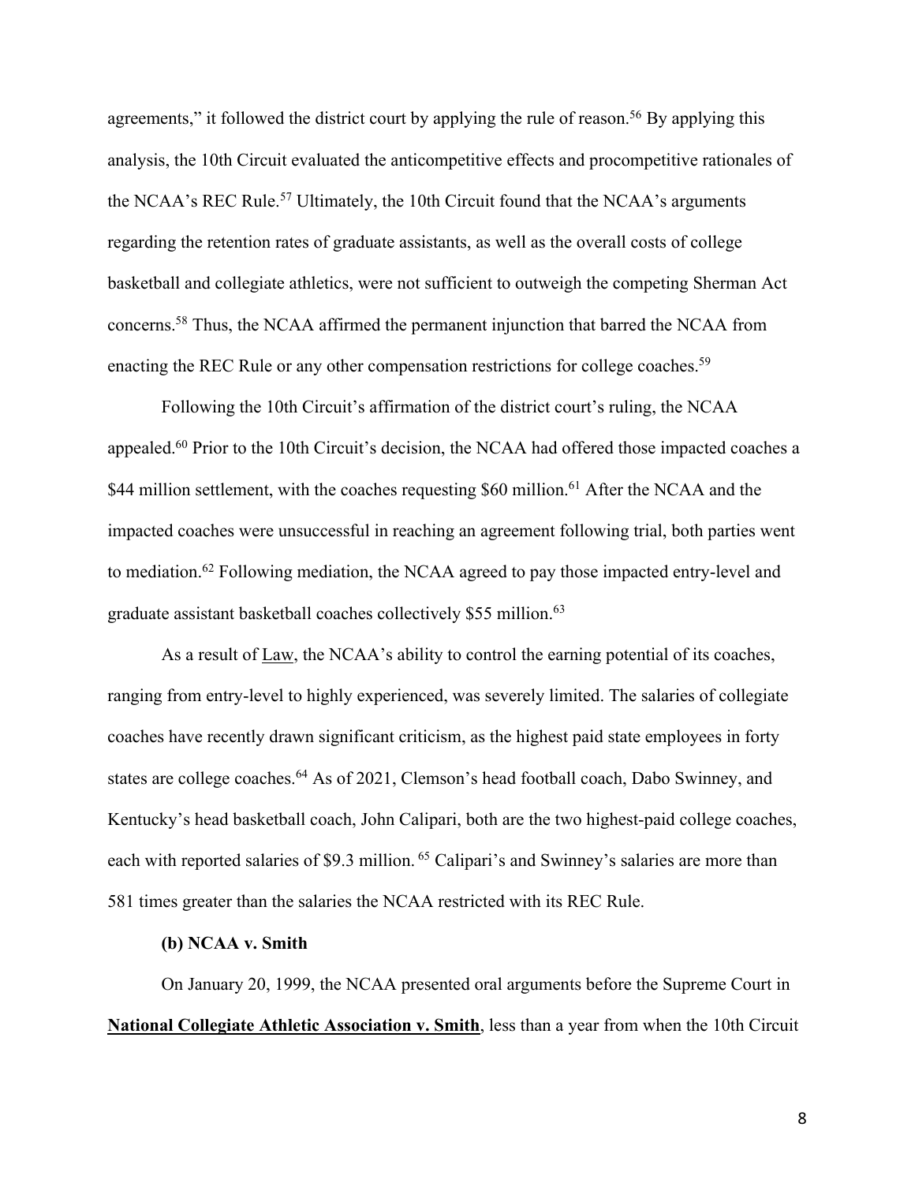agreements," it followed the district court by applying the rule of reason.[56] By applying this analysis, the 10th Circuit evaluated the anticompetitive effects and procompetitive rationales of the NCAA's REC Rule.[57] Ultimately, the 10th Circuit found that the NCAA's arguments regarding the retention rates of graduate assistants, as well as the overall costs of college basketball and collegiate athletics, were not sufficient to outweigh the competing Sherman Act concerns.[58] Thus, the NCAA affirmed the permanent injunction that barred the NCAA from enacting the REC Rule or any other compensation restrictions for college coaches.[59]

Following the 10th Circuit's affirmation of the district court's ruling, the NCAA appealed.[60] Prior to the 10th Circuit's decision, the NCAA had offered those impacted coaches a $44 million settlement, with the coaches requesting $60 million.[61] After the NCAA and the impacted coaches were unsuccessful in reaching an agreement following trial, both parties went to mediation.[62] Following mediation, the NCAA agreed to pay those impacted entry-level and graduate assistant basketball coaches collectively $55 million.[63]

As a result of <u>Law</u>, the NCAA's ability to control the earning potential of its coaches, ranging from entry-level to highly experienced, was severely limited. The salaries of collegiate coaches have recently drawn significant criticism, as the highest paid state employees in forty states are college coaches.[64] As of 2021, Clemson's head football coach, Dabo Swinney, and Kentucky's head basketball coach, John Calipari, both are the two highest-paid college coaches, each with reported salaries of $9.3 million. [65] Calipari's and Swinney's salaries are more than 581 times greater than the salaries the NCAA restricted with its REC Rule.

**(b) NCAA v. Smith**

On January 20, 1999, the NCAA presented oral arguments before the Supreme Court in **<u>National Collegiate Athletic Association v. Smith</u>**, less than a year from when the 10th Circuit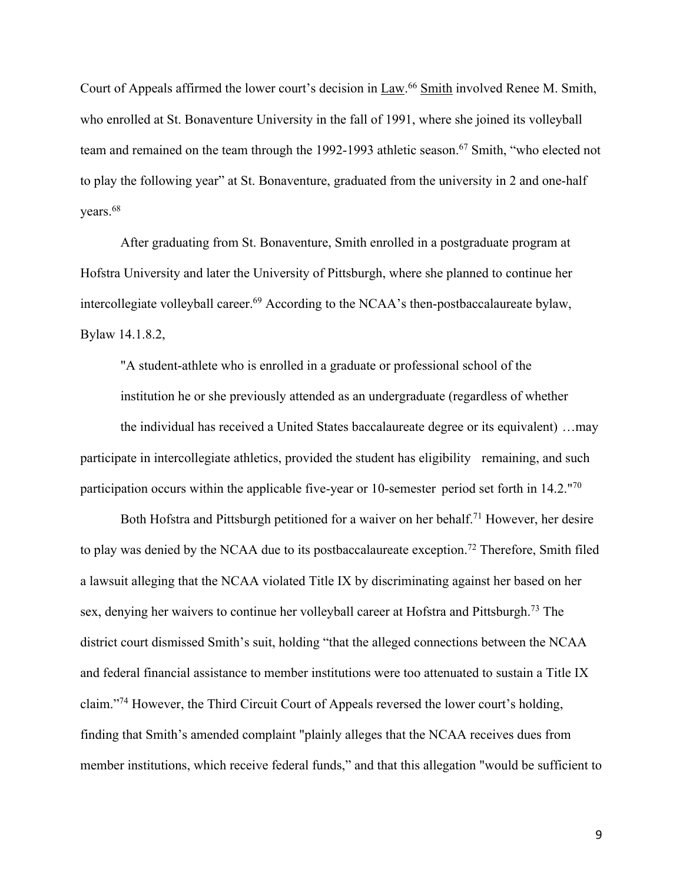Court of Appeals affirmed the lower court's decision in Law.[66] Smith involved Renee M. Smith, who enrolled at St. Bonaventure University in the fall of 1991, where she joined its volleyball team and remained on the team through the 1992-1993 athletic season.[67] Smith, "who elected not to play the following year" at St. Bonaventure, graduated from the university in 2 and one-half years.[68]

After graduating from St. Bonaventure, Smith enrolled in a postgraduate program at Hofstra University and later the University of Pittsburgh, where she planned to continue her intercollegiate volleyball career.[69] According to the NCAA's then-postbaccalaureate bylaw, Bylaw 14.1.8.2,

> "A student-athlete who is enrolled in a graduate or professional school of the institution he or she previously attended as an undergraduate (regardless of whether the individual has received a United States baccalaureate degree or its equivalent) …may participate in intercollegiate athletics, provided the student has eligibility remaining, and such participation occurs within the applicable five-year or 10-semester period set forth in 14.2."[70]

Both Hofstra and Pittsburgh petitioned for a waiver on her behalf.[71] However, her desire to play was denied by the NCAA due to its postbaccalaureate exception.[72] Therefore, Smith filed a lawsuit alleging that the NCAA violated Title IX by discriminating against her based on her sex, denying her waivers to continue her volleyball career at Hofstra and Pittsburgh.[73] The district court dismissed Smith's suit, holding "that the alleged connections between the NCAA and federal financial assistance to member institutions were too attenuated to sustain a Title IX claim."[74] However, the Third Circuit Court of Appeals reversed the lower court's holding, finding that Smith's amended complaint "plainly alleges that the NCAA receives dues from member institutions, which receive federal funds," and that this allegation "would be sufficient to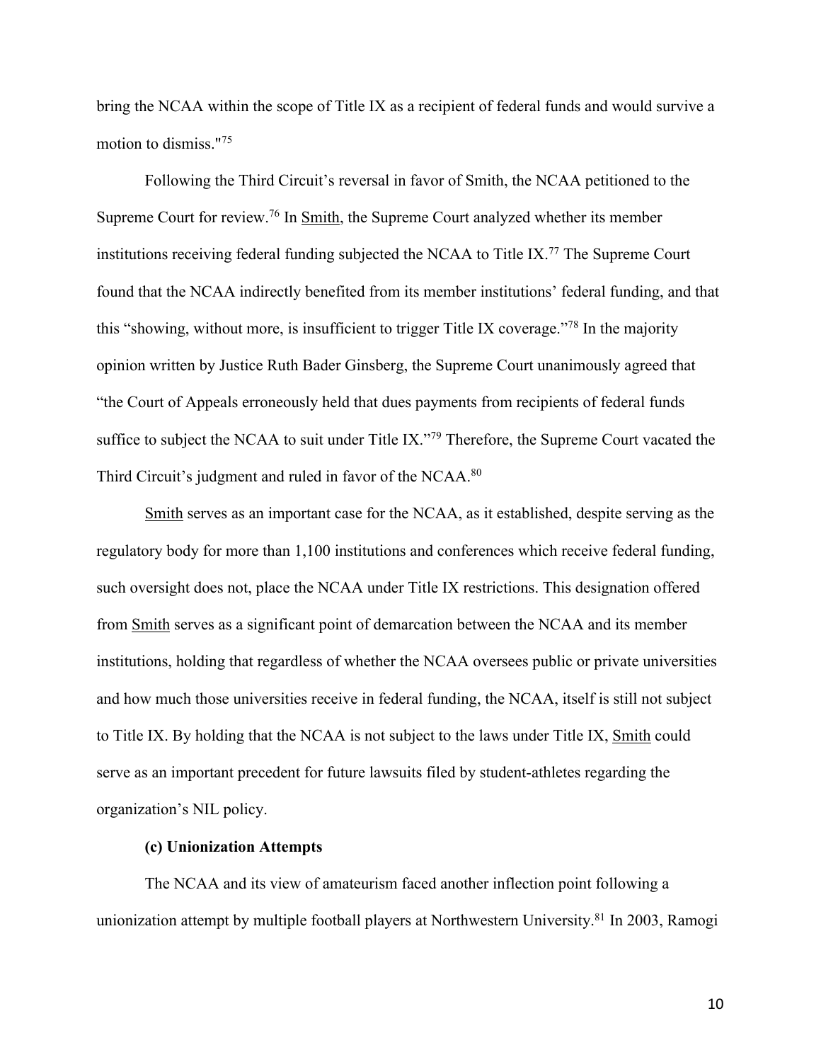bring the NCAA within the scope of Title IX as a recipient of federal funds and would survive a motion to dismiss."[75]

Following the Third Circuit's reversal in favor of Smith, the NCAA petitioned to the Supreme Court for review.[76] In Smith, the Supreme Court analyzed whether its member institutions receiving federal funding subjected the NCAA to Title IX.[77] The Supreme Court found that the NCAA indirectly benefited from its member institutions' federal funding, and that this "showing, without more, is insufficient to trigger Title IX coverage."[78] In the majority opinion written by Justice Ruth Bader Ginsberg, the Supreme Court unanimously agreed that "the Court of Appeals erroneously held that dues payments from recipients of federal funds suffice to subject the NCAA to suit under Title IX."[79] Therefore, the Supreme Court vacated the Third Circuit's judgment and ruled in favor of the NCAA.[80]

Smith serves as an important case for the NCAA, as it established, despite serving as the regulatory body for more than 1,100 institutions and conferences which receive federal funding, such oversight does not, place the NCAA under Title IX restrictions. This designation offered from Smith serves as a significant point of demarcation between the NCAA and its member institutions, holding that regardless of whether the NCAA oversees public or private universities and how much those universities receive in federal funding, the NCAA, itself is still not subject to Title IX. By holding that the NCAA is not subject to the laws under Title IX, Smith could serve as an important precedent for future lawsuits filed by student-athletes regarding the organization's NIL policy.

**(c) Unionization Attempts**

The NCAA and its view of amateurism faced another inflection point following a unionization attempt by multiple football players at Northwestern University.[81] In 2003, Ramogi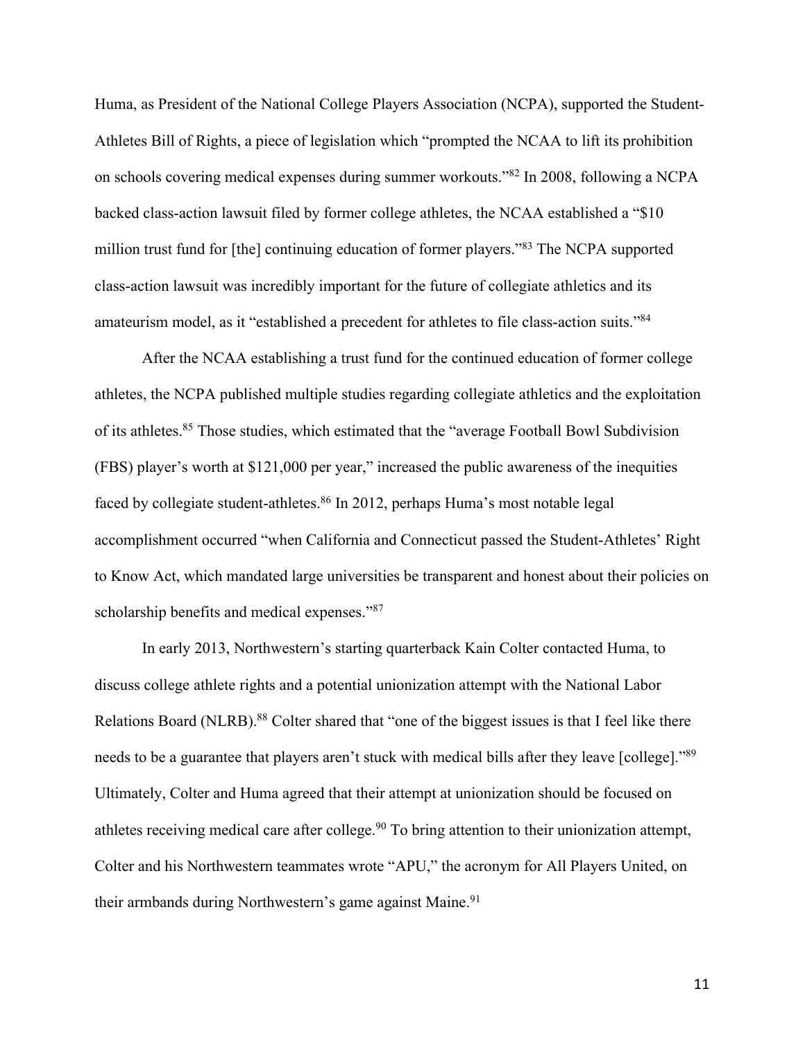Huma, as President of the National College Players Association (NCPA), supported the Student-Athletes Bill of Rights, a piece of legislation which "prompted the NCAA to lift its prohibition on schools covering medical expenses during summer workouts."[82] In 2008, following a NCPA backed class-action lawsuit filed by former college athletes, the NCAA established a "$10 million trust fund for [the] continuing education of former players."[83] The NCPA supported class-action lawsuit was incredibly important for the future of collegiate athletics and its amateurism model, as it "established a precedent for athletes to file class-action suits."[84]

After the NCAA establishing a trust fund for the continued education of former college athletes, the NCPA published multiple studies regarding collegiate athletics and the exploitation of its athletes.[85] Those studies, which estimated that the "average Football Bowl Subdivision (FBS) player's worth at $121,000 per year," increased the public awareness of the inequities faced by collegiate student-athletes.[86] In 2012, perhaps Huma's most notable legal accomplishment occurred "when California and Connecticut passed the Student-Athletes' Right to Know Act, which mandated large universities be transparent and honest about their policies on scholarship benefits and medical expenses."[87]

In early 2013, Northwestern's starting quarterback Kain Colter contacted Huma, to discuss college athlete rights and a potential unionization attempt with the National Labor Relations Board (NLRB).[88] Colter shared that "one of the biggest issues is that I feel like there needs to be a guarantee that players aren't stuck with medical bills after they leave [college]."[89] Ultimately, Colter and Huma agreed that their attempt at unionization should be focused on athletes receiving medical care after college.[90] To bring attention to their unionization attempt, Colter and his Northwestern teammates wrote "APU," the acronym for All Players United, on their armbands during Northwestern's game against Maine.[91]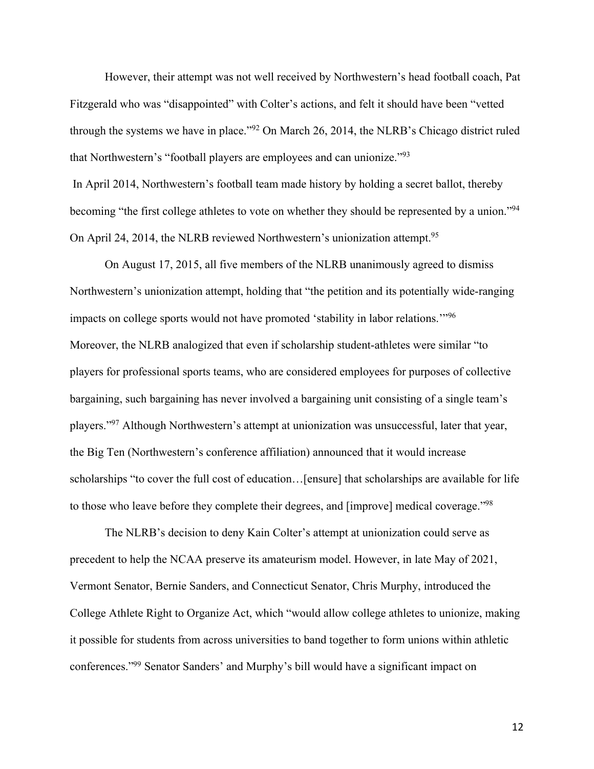However, their attempt was not well received by Northwestern's head football coach, Pat Fitzgerald who was "disappointed" with Colter's actions, and felt it should have been "vetted through the systems we have in place."[92] On March 26, 2014, the NLRB's Chicago district ruled that Northwestern's "football players are employees and can unionize."[93]

In April 2014, Northwestern's football team made history by holding a secret ballot, thereby becoming "the first college athletes to vote on whether they should be represented by a union."[94] On April 24, 2014, the NLRB reviewed Northwestern's unionization attempt.[95]

On August 17, 2015, all five members of the NLRB unanimously agreed to dismiss Northwestern's unionization attempt, holding that "the petition and its potentially wide-ranging impacts on college sports would not have promoted 'stability in labor relations.'"[96] Moreover, the NLRB analogized that even if scholarship student-athletes were similar "to players for professional sports teams, who are considered employees for purposes of collective bargaining, such bargaining has never involved a bargaining unit consisting of a single team's players."[97] Although Northwestern's attempt at unionization was unsuccessful, later that year, the Big Ten (Northwestern's conference affiliation) announced that it would increase scholarships "to cover the full cost of education…[ensure] that scholarships are available for life to those who leave before they complete their degrees, and [improve] medical coverage."[98]

The NLRB's decision to deny Kain Colter's attempt at unionization could serve as precedent to help the NCAA preserve its amateurism model. However, in late May of 2021, Vermont Senator, Bernie Sanders, and Connecticut Senator, Chris Murphy, introduced the College Athlete Right to Organize Act, which "would allow college athletes to unionize, making it possible for students from across universities to band together to form unions within athletic conferences."[99] Senator Sanders' and Murphy's bill would have a significant impact on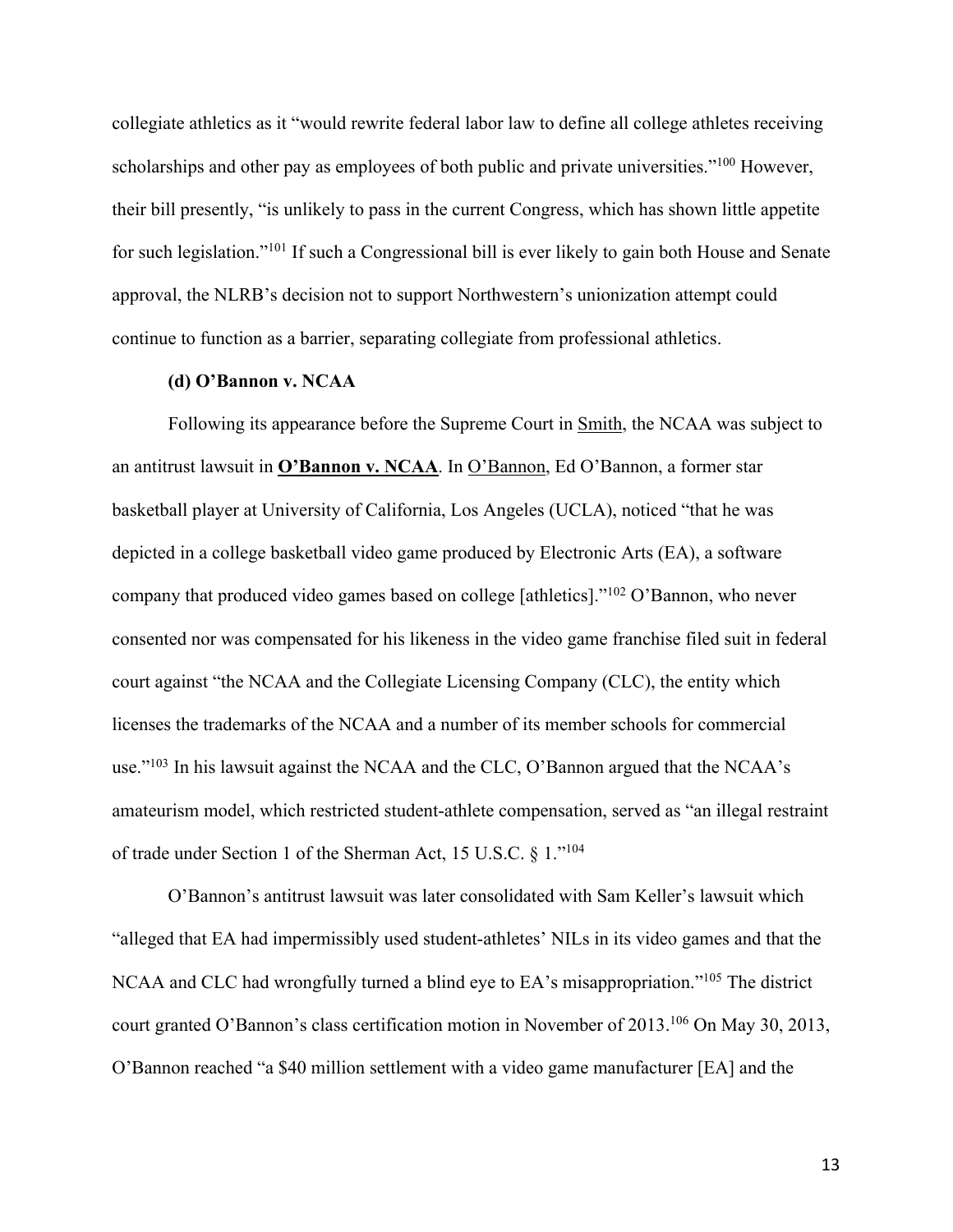collegiate athletics as it "would rewrite federal labor law to define all college athletes receiving scholarships and other pay as employees of both public and private universities."[100] However, their bill presently, "is unlikely to pass in the current Congress, which has shown little appetite for such legislation."[101] If such a Congressional bill is ever likely to gain both House and Senate approval, the NLRB's decision not to support Northwestern's unionization attempt could continue to function as a barrier, separating collegiate from professional athletics.

**(d) O'Bannon v. NCAA**

Following its appearance before the Supreme Court in Smith, the NCAA was subject to an antitrust lawsuit in **O'Bannon v. NCAA**. In O'Bannon, Ed O'Bannon, a former star basketball player at University of California, Los Angeles (UCLA), noticed "that he was depicted in a college basketball video game produced by Electronic Arts (EA), a software company that produced video games based on college [athletics]."[102] O'Bannon, who never consented nor was compensated for his likeness in the video game franchise filed suit in federal court against "the NCAA and the Collegiate Licensing Company (CLC), the entity which licenses the trademarks of the NCAA and a number of its member schools for commercial use."[103] In his lawsuit against the NCAA and the CLC, O'Bannon argued that the NCAA's amateurism model, which restricted student-athlete compensation, served as "an illegal restraint of trade under Section 1 of the Sherman Act, 15 U.S.C. § 1."[104]

O'Bannon's antitrust lawsuit was later consolidated with Sam Keller's lawsuit which "alleged that EA had impermissibly used student-athletes' NILs in its video games and that the NCAA and CLC had wrongfully turned a blind eye to EA's misappropriation."[105] The district court granted O'Bannon's class certification motion in November of 2013.[106] On May 30, 2013, O'Bannon reached "a $40 million settlement with a video game manufacturer [EA] and the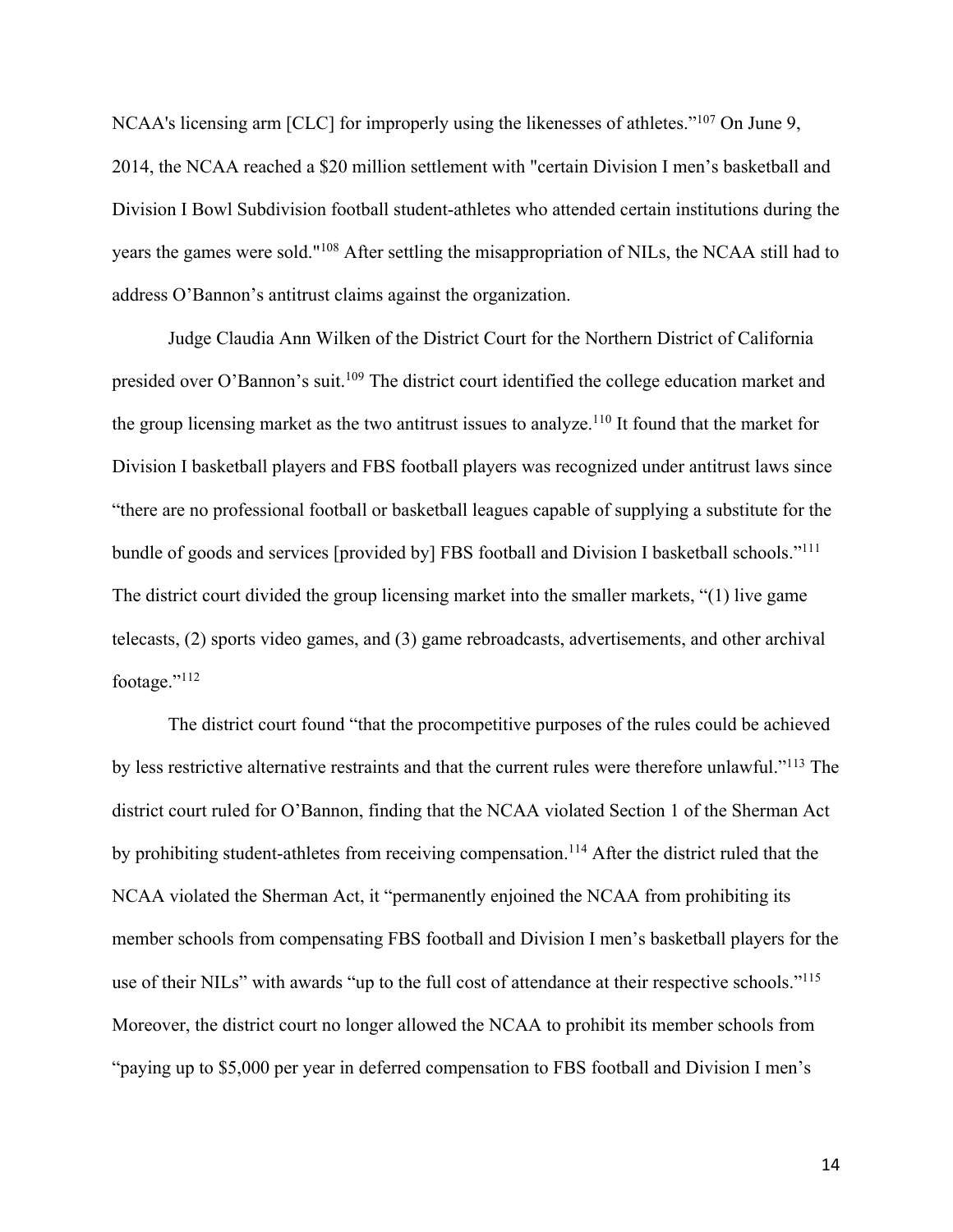NCAA's licensing arm [CLC] for improperly using the likenesses of athletes."[107] On June 9, 2014, the NCAA reached a $20 million settlement with "certain Division I men's basketball and Division I Bowl Subdivision football student-athletes who attended certain institutions during the years the games were sold."[108] After settling the misappropriation of NILs, the NCAA still had to address O'Bannon's antitrust claims against the organization.

Judge Claudia Ann Wilken of the District Court for the Northern District of California presided over O'Bannon's suit.[109] The district court identified the college education market and the group licensing market as the two antitrust issues to analyze.[110] It found that the market for Division I basketball players and FBS football players was recognized under antitrust laws since "there are no professional football or basketball leagues capable of supplying a substitute for the bundle of goods and services [provided by] FBS football and Division I basketball schools."[111] The district court divided the group licensing market into the smaller markets, "(1) live game telecasts, (2) sports video games, and (3) game rebroadcasts, advertisements, and other archival footage."[112]

The district court found "that the procompetitive purposes of the rules could be achieved by less restrictive alternative restraints and that the current rules were therefore unlawful."[113] The district court ruled for O'Bannon, finding that the NCAA violated Section 1 of the Sherman Act by prohibiting student-athletes from receiving compensation.[114] After the district ruled that the NCAA violated the Sherman Act, it "permanently enjoined the NCAA from prohibiting its member schools from compensating FBS football and Division I men's basketball players for the use of their NILs" with awards "up to the full cost of attendance at their respective schools."[115] Moreover, the district court no longer allowed the NCAA to prohibit its member schools from "paying up to $5,000 per year in deferred compensation to FBS football and Division I men's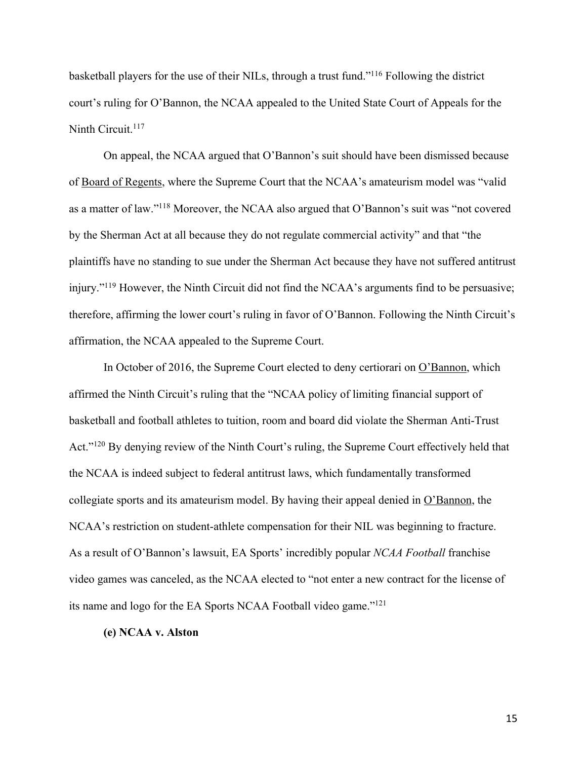basketball players for the use of their NILs, through a trust fund."[116] Following the district court's ruling for O'Bannon, the NCAA appealed to the United State Court of Appeals for the Ninth Circuit.[117]

On appeal, the NCAA argued that O'Bannon's suit should have been dismissed because of Board of Regents, where the Supreme Court that the NCAA's amateurism model was "valid as a matter of law."[118] Moreover, the NCAA also argued that O'Bannon's suit was "not covered by the Sherman Act at all because they do not regulate commercial activity" and that "the plaintiffs have no standing to sue under the Sherman Act because they have not suffered antitrust injury."[119] However, the Ninth Circuit did not find the NCAA's arguments find to be persuasive; therefore, affirming the lower court's ruling in favor of O'Bannon. Following the Ninth Circuit's affirmation, the NCAA appealed to the Supreme Court.

In October of 2016, the Supreme Court elected to deny certiorari on O'Bannon, which affirmed the Ninth Circuit's ruling that the "NCAA policy of limiting financial support of basketball and football athletes to tuition, room and board did violate the Sherman Anti-Trust Act."[120] By denying review of the Ninth Court's ruling, the Supreme Court effectively held that the NCAA is indeed subject to federal antitrust laws, which fundamentally transformed collegiate sports and its amateurism model. By having their appeal denied in O'Bannon, the NCAA's restriction on student-athlete compensation for their NIL was beginning to fracture. As a result of O'Bannon's lawsuit, EA Sports' incredibly popular *NCAA Football* franchise video games was canceled, as the NCAA elected to "not enter a new contract for the license of its name and logo for the EA Sports NCAA Football video game."[121]

**(e) NCAA v. Alston**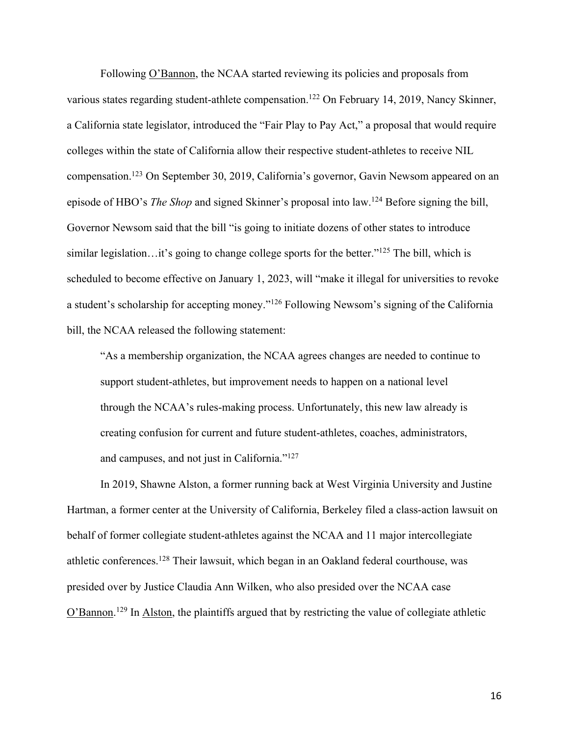Following O'Bannon, the NCAA started reviewing its policies and proposals from various states regarding student-athlete compensation.[122] On February 14, 2019, Nancy Skinner, a California state legislator, introduced the "Fair Play to Pay Act," a proposal that would require colleges within the state of California allow their respective student-athletes to receive NIL compensation.[123] On September 30, 2019, California's governor, Gavin Newsom appeared on an episode of HBO's *The Shop* and signed Skinner's proposal into law.[124] Before signing the bill, Governor Newsom said that the bill "is going to initiate dozens of other states to introduce similar legislation…it's going to change college sports for the better."[125] The bill, which is scheduled to become effective on January 1, 2023, will "make it illegal for universities to revoke a student's scholarship for accepting money."[126] Following Newsom's signing of the California bill, the NCAA released the following statement:

> "As a membership organization, the NCAA agrees changes are needed to continue to support student-athletes, but improvement needs to happen on a national level through the NCAA's rules-making process. Unfortunately, this new law already is creating confusion for current and future student-athletes, coaches, administrators, and campuses, and not just in California."[127]

In 2019, Shawne Alston, a former running back at West Virginia University and Justine Hartman, a former center at the University of California, Berkeley filed a class-action lawsuit on behalf of former collegiate student-athletes against the NCAA and 11 major intercollegiate athletic conferences.[128] Their lawsuit, which began in an Oakland federal courthouse, was presided over by Justice Claudia Ann Wilken, who also presided over the NCAA case O'Bannon.[129] In Alston, the plaintiffs argued that by restricting the value of collegiate athletic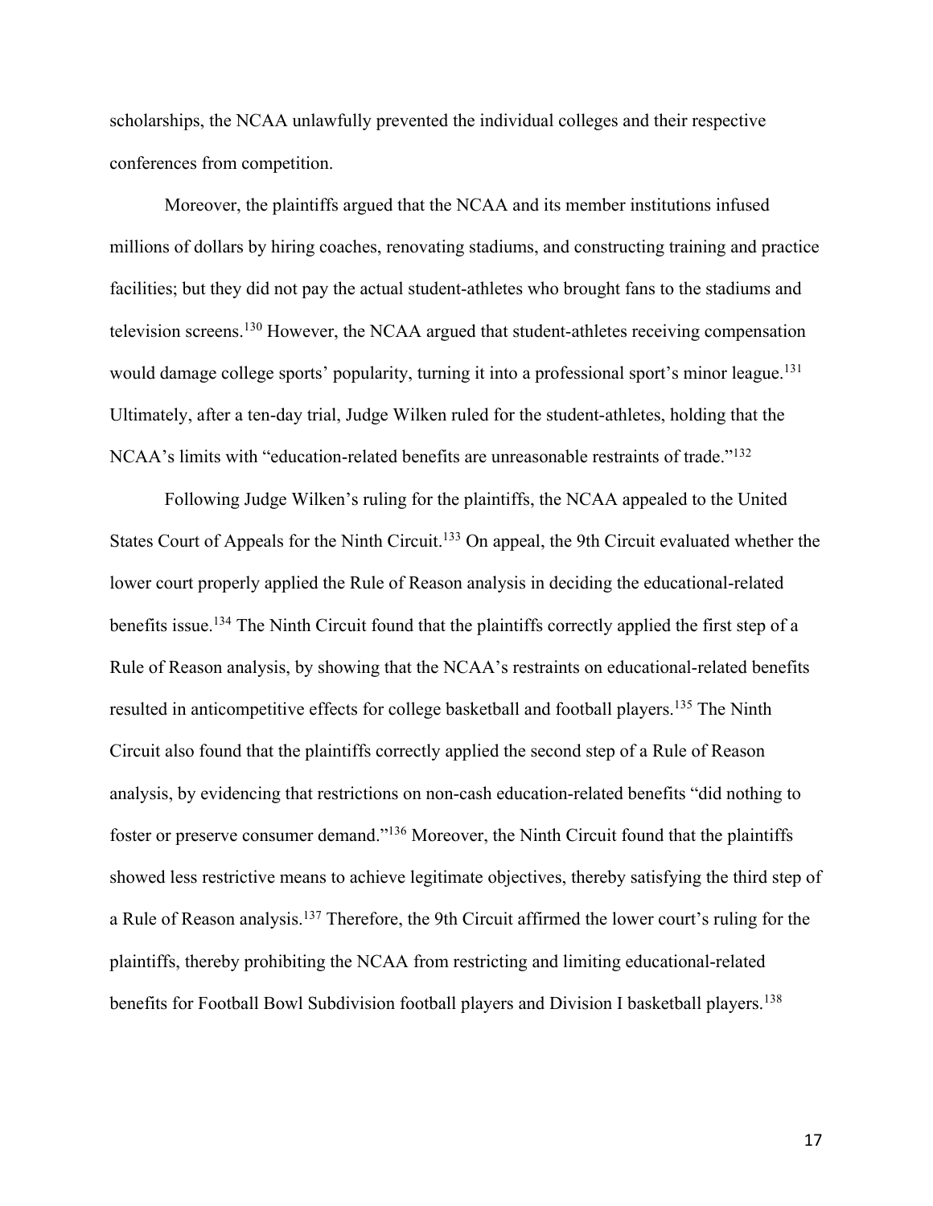scholarships, the NCAA unlawfully prevented the individual colleges and their respective conferences from competition.

Moreover, the plaintiffs argued that the NCAA and its member institutions infused millions of dollars by hiring coaches, renovating stadiums, and constructing training and practice facilities; but they did not pay the actual student-athletes who brought fans to the stadiums and television screens.[130] However, the NCAA argued that student-athletes receiving compensation would damage college sports' popularity, turning it into a professional sport's minor league.[131] Ultimately, after a ten-day trial, Judge Wilken ruled for the student-athletes, holding that the NCAA's limits with "education-related benefits are unreasonable restraints of trade."[132]

Following Judge Wilken's ruling for the plaintiffs, the NCAA appealed to the United States Court of Appeals for the Ninth Circuit.[133] On appeal, the 9th Circuit evaluated whether the lower court properly applied the Rule of Reason analysis in deciding the educational-related benefits issue.[134] The Ninth Circuit found that the plaintiffs correctly applied the first step of a Rule of Reason analysis, by showing that the NCAA's restraints on educational-related benefits resulted in anticompetitive effects for college basketball and football players.[135] The Ninth Circuit also found that the plaintiffs correctly applied the second step of a Rule of Reason analysis, by evidencing that restrictions on non-cash education-related benefits "did nothing to foster or preserve consumer demand."[136] Moreover, the Ninth Circuit found that the plaintiffs showed less restrictive means to achieve legitimate objectives, thereby satisfying the third step of a Rule of Reason analysis.[137] Therefore, the 9th Circuit affirmed the lower court's ruling for the plaintiffs, thereby prohibiting the NCAA from restricting and limiting educational-related benefits for Football Bowl Subdivision football players and Division I basketball players.[138]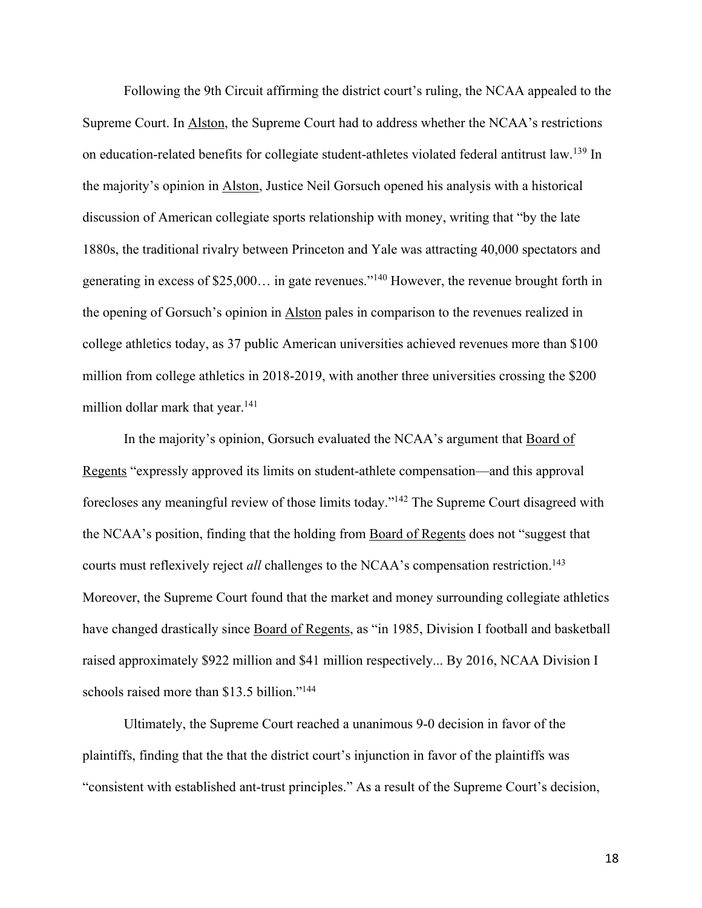Following the 9th Circuit affirming the district court's ruling, the NCAA appealed to the Supreme Court. In Alston, the Supreme Court had to address whether the NCAA's restrictions on education-related benefits for collegiate student-athletes violated federal antitrust law.[139] In the majority's opinion in Alston, Justice Neil Gorsuch opened his analysis with a historical discussion of American collegiate sports relationship with money, writing that "by the late 1880s, the traditional rivalry between Princeton and Yale was attracting 40,000 spectators and generating in excess of $25,000… in gate revenues."[140] However, the revenue brought forth in the opening of Gorsuch's opinion in Alston pales in comparison to the revenues realized in college athletics today, as 37 public American universities achieved revenues more than $100 million from college athletics in 2018-2019, with another three universities crossing the $200 million dollar mark that year.[141]

In the majority's opinion, Gorsuch evaluated the NCAA's argument that Board of Regents "expressly approved its limits on student-athlete compensation—and this approval forecloses any meaningful review of those limits today."[142] The Supreme Court disagreed with the NCAA's position, finding that the holding from Board of Regents does not "suggest that courts must reflexively reject *all* challenges to the NCAA's compensation restriction.[143] Moreover, the Supreme Court found that the market and money surrounding collegiate athletics have changed drastically since Board of Regents, as "in 1985, Division I football and basketball raised approximately $922 million and $41 million respectively... By 2016, NCAA Division I schools raised more than $13.5 billion."[144]

Ultimately, the Supreme Court reached a unanimous 9-0 decision in favor of the plaintiffs, finding that the that the district court's injunction in favor of the plaintiffs was "consistent with established ant-trust principles." As a result of the Supreme Court's decision,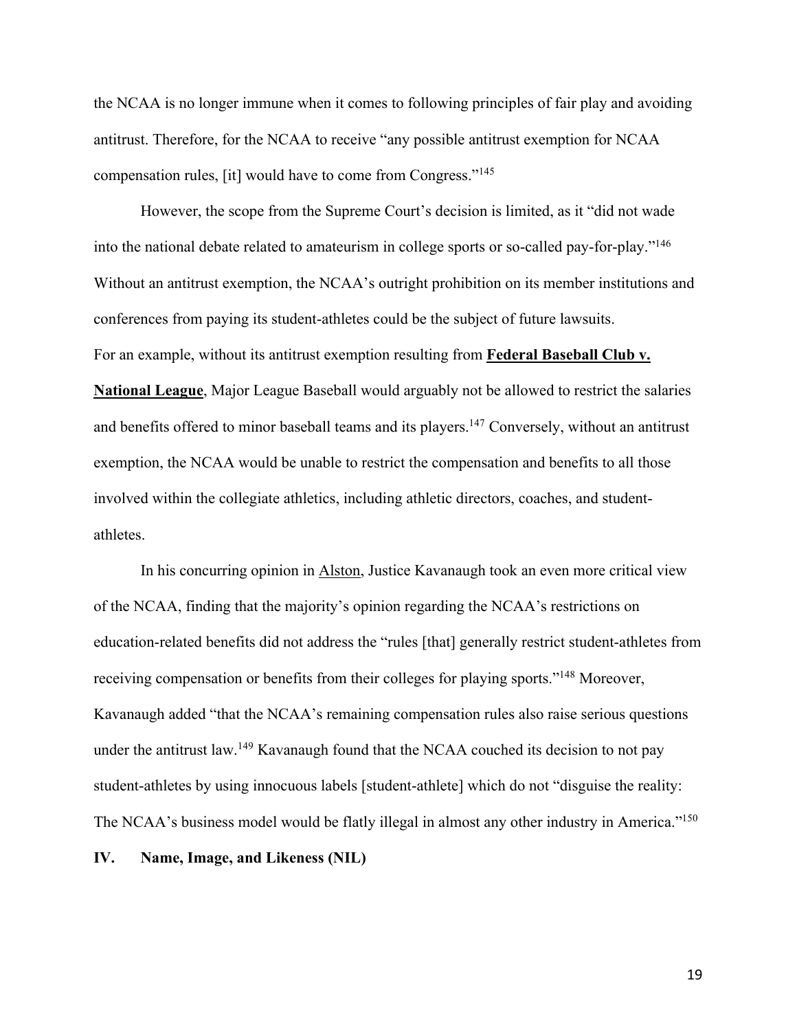the NCAA is no longer immune when it comes to following principles of fair play and avoiding antitrust. Therefore, for the NCAA to receive "any possible antitrust exemption for NCAA compensation rules, [it] would have to come from Congress."[145]

However, the scope from the Supreme Court's decision is limited, as it "did not wade into the national debate related to amateurism in college sports or so-called pay-for-play."[146] Without an antitrust exemption, the NCAA's outright prohibition on its member institutions and conferences from paying its student-athletes could be the subject of future lawsuits.
For an example, without its antitrust exemption resulting from **Federal Baseball Club v. National League**, Major League Baseball would arguably not be allowed to restrict the salaries and benefits offered to minor baseball teams and its players.[147] Conversely, without an antitrust exemption, the NCAA would be unable to restrict the compensation and benefits to all those involved within the collegiate athletics, including athletic directors, coaches, and student-athletes.

In his concurring opinion in Alston, Justice Kavanaugh took an even more critical view of the NCAA, finding that the majority's opinion regarding the NCAA's restrictions on education-related benefits did not address the "rules [that] generally restrict student-athletes from receiving compensation or benefits from their colleges for playing sports."[148] Moreover, Kavanaugh added "that the NCAA's remaining compensation rules also raise serious questions under the antitrust law.[149] Kavanaugh found that the NCAA couched its decision to not pay student-athletes by using innocuous labels [student-athlete] which do not "disguise the reality: The NCAA's business model would be flatly illegal in almost any other industry in America."[150]

## IV. Name, Image, and Likeness (NIL)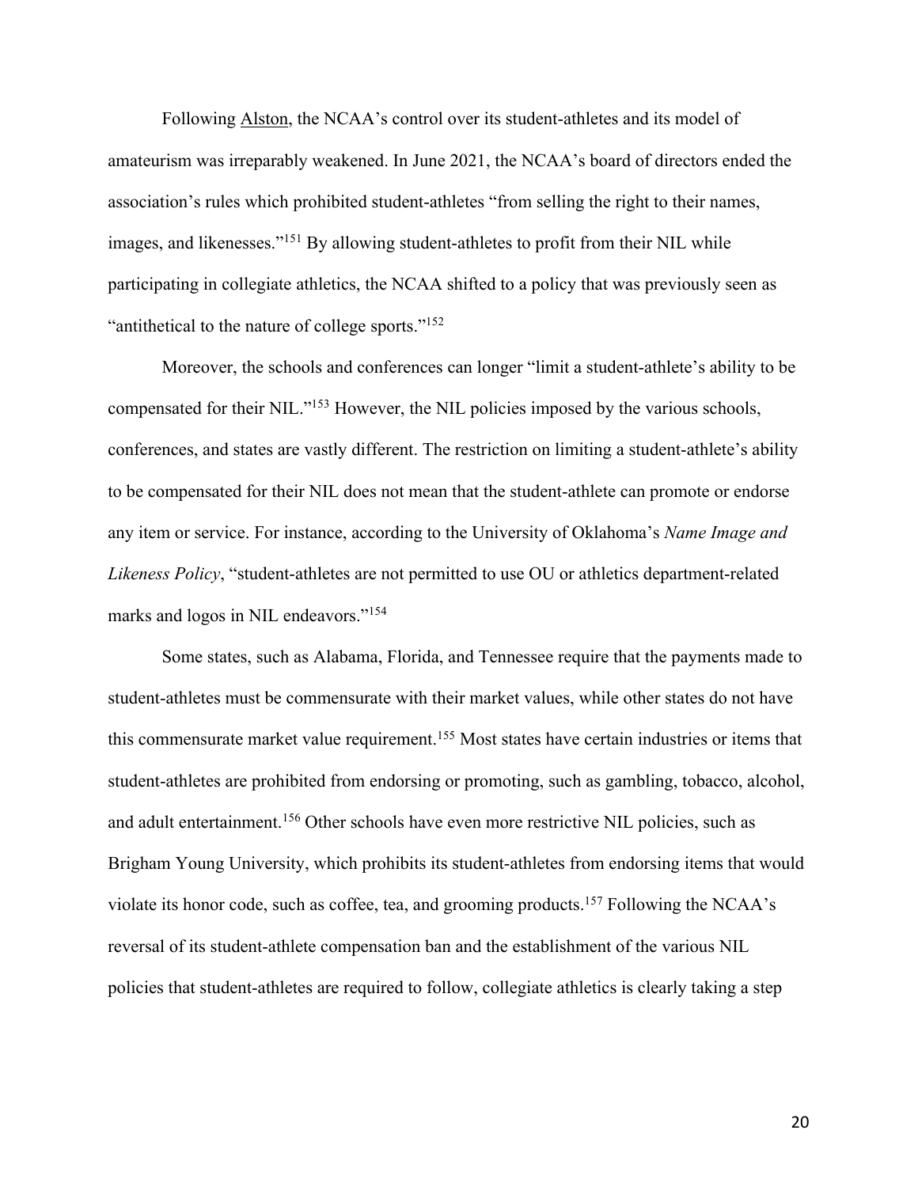Following Alston, the NCAA's control over its student-athletes and its model of amateurism was irreparably weakened. In June 2021, the NCAA's board of directors ended the association's rules which prohibited student-athletes "from selling the right to their names, images, and likenesses."[151] By allowing student-athletes to profit from their NIL while participating in collegiate athletics, the NCAA shifted to a policy that was previously seen as "antithetical to the nature of college sports."[152]

Moreover, the schools and conferences can longer "limit a student-athlete's ability to be compensated for their NIL."[153] However, the NIL policies imposed by the various schools, conferences, and states are vastly different. The restriction on limiting a student-athlete's ability to be compensated for their NIL does not mean that the student-athlete can promote or endorse any item or service. For instance, according to the University of Oklahoma's *Name Image and Likeness Policy*, "student-athletes are not permitted to use OU or athletics department-related marks and logos in NIL endeavors."[154]

Some states, such as Alabama, Florida, and Tennessee require that the payments made to student-athletes must be commensurate with their market values, while other states do not have this commensurate market value requirement.[155] Most states have certain industries or items that student-athletes are prohibited from endorsing or promoting, such as gambling, tobacco, alcohol, and adult entertainment.[156] Other schools have even more restrictive NIL policies, such as Brigham Young University, which prohibits its student-athletes from endorsing items that would violate its honor code, such as coffee, tea, and grooming products.[157] Following the NCAA's reversal of its student-athlete compensation ban and the establishment of the various NIL policies that student-athletes are required to follow, collegiate athletics is clearly taking a step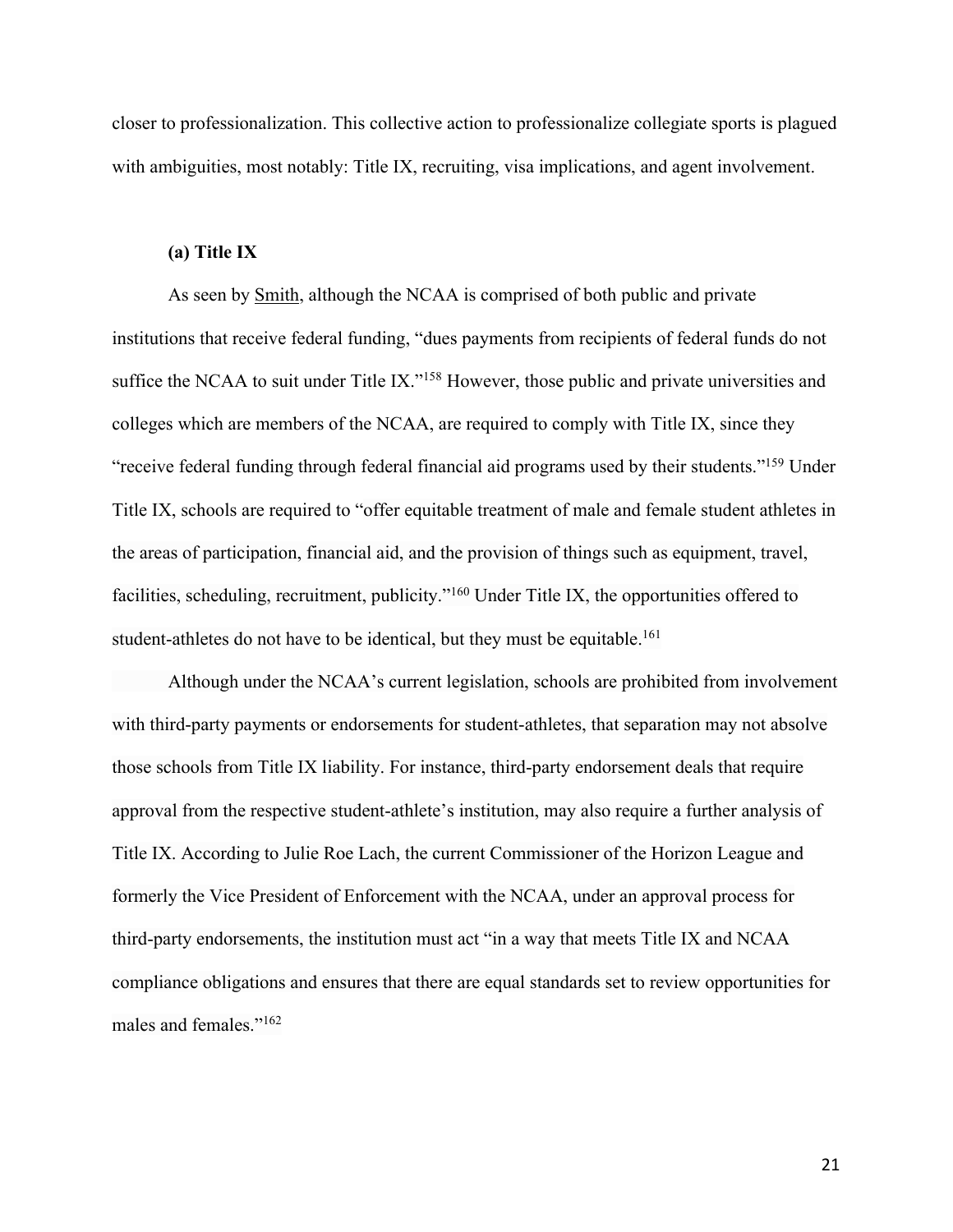closer to professionalization. This collective action to professionalize collegiate sports is plagued with ambiguities, most notably: Title IX, recruiting, visa implications, and agent involvement.

### (a) Title IX

As seen by Smith, although the NCAA is comprised of both public and private institutions that receive federal funding, "dues payments from recipients of federal funds do not suffice the NCAA to suit under Title IX."[158] However, those public and private universities and colleges which are members of the NCAA, are required to comply with Title IX, since they "receive federal funding through federal financial aid programs used by their students."[159] Under Title IX, schools are required to "offer equitable treatment of male and female student athletes in the areas of participation, financial aid, and the provision of things such as equipment, travel, facilities, scheduling, recruitment, publicity."[160] Under Title IX, the opportunities offered to student-athletes do not have to be identical, but they must be equitable.[161]

Although under the NCAA's current legislation, schools are prohibited from involvement with third-party payments or endorsements for student-athletes, that separation may not absolve those schools from Title IX liability. For instance, third-party endorsement deals that require approval from the respective student-athlete's institution, may also require a further analysis of Title IX. According to Julie Roe Lach, the current Commissioner of the Horizon League and formerly the Vice President of Enforcement with the NCAA, under an approval process for third-party endorsements, the institution must act "in a way that meets Title IX and NCAA compliance obligations and ensures that there are equal standards set to review opportunities for males and females."[162]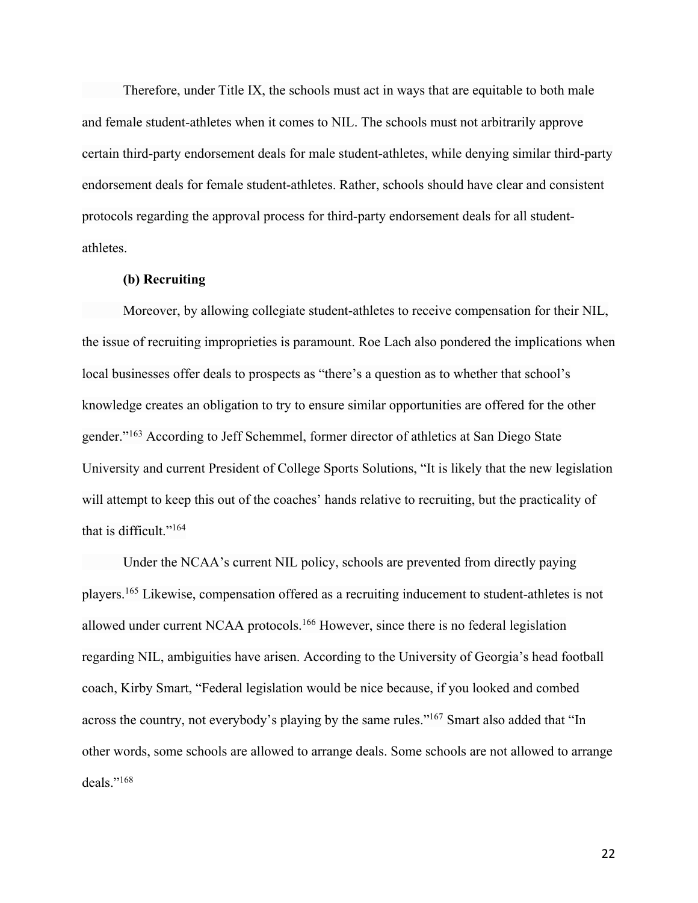Therefore, under Title IX, the schools must act in ways that are equitable to both male and female student-athletes when it comes to NIL. The schools must not arbitrarily approve certain third-party endorsement deals for male student-athletes, while denying similar third-party endorsement deals for female student-athletes. Rather, schools should have clear and consistent protocols regarding the approval process for third-party endorsement deals for all student-athletes.

**(b) Recruiting**

Moreover, by allowing collegiate student-athletes to receive compensation for their NIL, the issue of recruiting improprieties is paramount. Roe Lach also pondered the implications when local businesses offer deals to prospects as "there's a question as to whether that school's knowledge creates an obligation to try to ensure similar opportunities are offered for the other gender."[163] According to Jeff Schemmel, former director of athletics at San Diego State University and current President of College Sports Solutions, "It is likely that the new legislation will attempt to keep this out of the coaches' hands relative to recruiting, but the practicality of that is difficult."[164]

Under the NCAA's current NIL policy, schools are prevented from directly paying players.[165] Likewise, compensation offered as a recruiting inducement to student-athletes is not allowed under current NCAA protocols.[166] However, since there is no federal legislation regarding NIL, ambiguities have arisen. According to the University of Georgia's head football coach, Kirby Smart, "Federal legislation would be nice because, if you looked and combed across the country, not everybody's playing by the same rules."[167] Smart also added that "In other words, some schools are allowed to arrange deals. Some schools are not allowed to arrange deals."[168]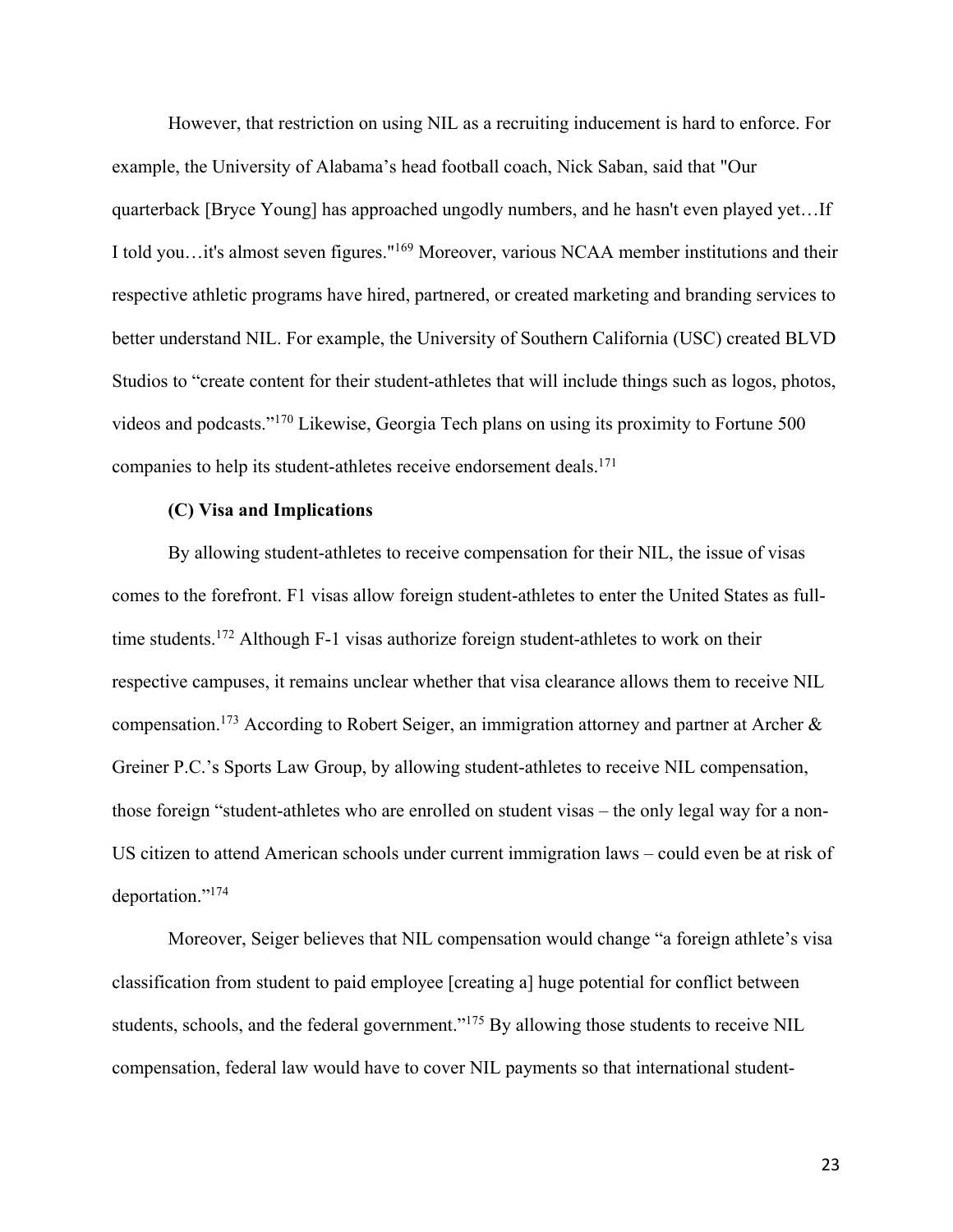However, that restriction on using NIL as a recruiting inducement is hard to enforce. For example, the University of Alabama's head football coach, Nick Saban, said that "Our quarterback [Bryce Young] has approached ungodly numbers, and he hasn't even played yet…If I told you…it's almost seven figures."[169] Moreover, various NCAA member institutions and their respective athletic programs have hired, partnered, or created marketing and branding services to better understand NIL. For example, the University of Southern California (USC) created BLVD Studios to "create content for their student-athletes that will include things such as logos, photos, videos and podcasts."[170] Likewise, Georgia Tech plans on using its proximity to Fortune 500 companies to help its student-athletes receive endorsement deals.[171]

**(C) Visa and Implications**

By allowing student-athletes to receive compensation for their NIL, the issue of visas comes to the forefront. F1 visas allow foreign student-athletes to enter the United States as full-time students.[172] Although F-1 visas authorize foreign student-athletes to work on their respective campuses, it remains unclear whether that visa clearance allows them to receive NIL compensation.[173] According to Robert Seiger, an immigration attorney and partner at Archer & Greiner P.C.'s Sports Law Group, by allowing student-athletes to receive NIL compensation, those foreign "student-athletes who are enrolled on student visas – the only legal way for a non-US citizen to attend American schools under current immigration laws – could even be at risk of deportation."[174]

Moreover, Seiger believes that NIL compensation would change "a foreign athlete's visa classification from student to paid employee [creating a] huge potential for conflict between students, schools, and the federal government."[175] By allowing those students to receive NIL compensation, federal law would have to cover NIL payments so that international student-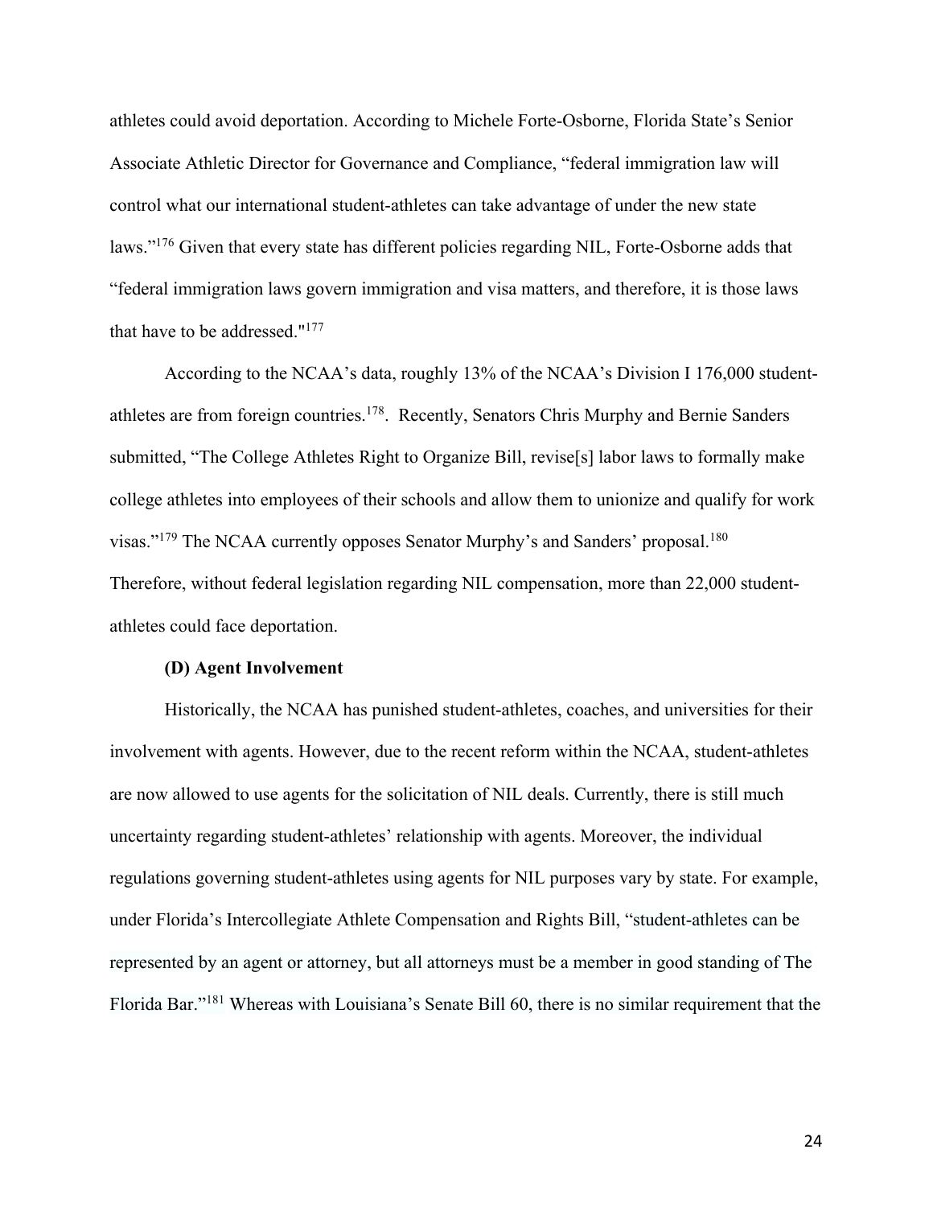athletes could avoid deportation. According to Michele Forte-Osborne, Florida State's Senior Associate Athletic Director for Governance and Compliance, "federal immigration law will control what our international student-athletes can take advantage of under the new state laws."[176] Given that every state has different policies regarding NIL, Forte-Osborne adds that "federal immigration laws govern immigration and visa matters, and therefore, it is those laws that have to be addressed."[177]

According to the NCAA's data, roughly 13% of the NCAA's Division I 176,000 student-athletes are from foreign countries.[178]. Recently, Senators Chris Murphy and Bernie Sanders submitted, "The College Athletes Right to Organize Bill, revise[s] labor laws to formally make college athletes into employees of their schools and allow them to unionize and qualify for work visas."[179] The NCAA currently opposes Senator Murphy's and Sanders' proposal.[180] Therefore, without federal legislation regarding NIL compensation, more than 22,000 student-athletes could face deportation.

**(D) Agent Involvement**

Historically, the NCAA has punished student-athletes, coaches, and universities for their involvement with agents. However, due to the recent reform within the NCAA, student-athletes are now allowed to use agents for the solicitation of NIL deals. Currently, there is still much uncertainty regarding student-athletes' relationship with agents. Moreover, the individual regulations governing student-athletes using agents for NIL purposes vary by state. For example, under Florida's Intercollegiate Athlete Compensation and Rights Bill, "student-athletes can be represented by an agent or attorney, but all attorneys must be a member in good standing of The Florida Bar."[181] Whereas with Louisiana's Senate Bill 60, there is no similar requirement that the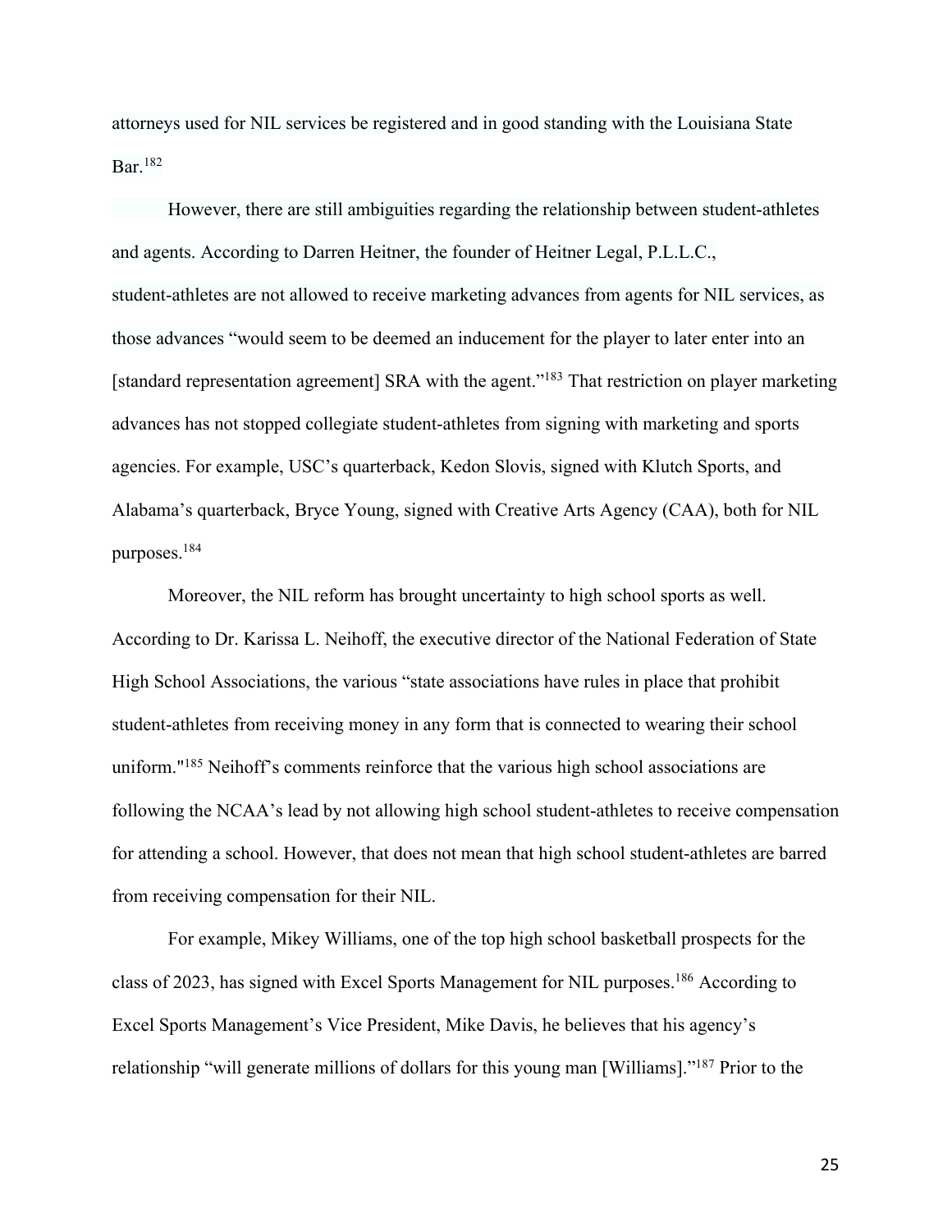attorneys used for NIL services be registered and in good standing with the Louisiana State Bar.[182]

However, there are still ambiguities regarding the relationship between student-athletes and agents. According to Darren Heitner, the founder of Heitner Legal, P.L.L.C., student-athletes are not allowed to receive marketing advances from agents for NIL services, as those advances "would seem to be deemed an inducement for the player to later enter into an [standard representation agreement] SRA with the agent."[183] That restriction on player marketing advances has not stopped collegiate student-athletes from signing with marketing and sports agencies. For example, USC's quarterback, Kedon Slovis, signed with Klutch Sports, and Alabama's quarterback, Bryce Young, signed with Creative Arts Agency (CAA), both for NIL purposes.[184]

Moreover, the NIL reform has brought uncertainty to high school sports as well. According to Dr. Karissa L. Neihoff, the executive director of the National Federation of State High School Associations, the various "state associations have rules in place that prohibit student-athletes from receiving money in any form that is connected to wearing their school uniform."[185] Neihoff's comments reinforce that the various high school associations are following the NCAA's lead by not allowing high school student-athletes to receive compensation for attending a school. However, that does not mean that high school student-athletes are barred from receiving compensation for their NIL.

For example, Mikey Williams, one of the top high school basketball prospects for the class of 2023, has signed with Excel Sports Management for NIL purposes.[186] According to Excel Sports Management's Vice President, Mike Davis, he believes that his agency's relationship "will generate millions of dollars for this young man [Williams]."[187] Prior to the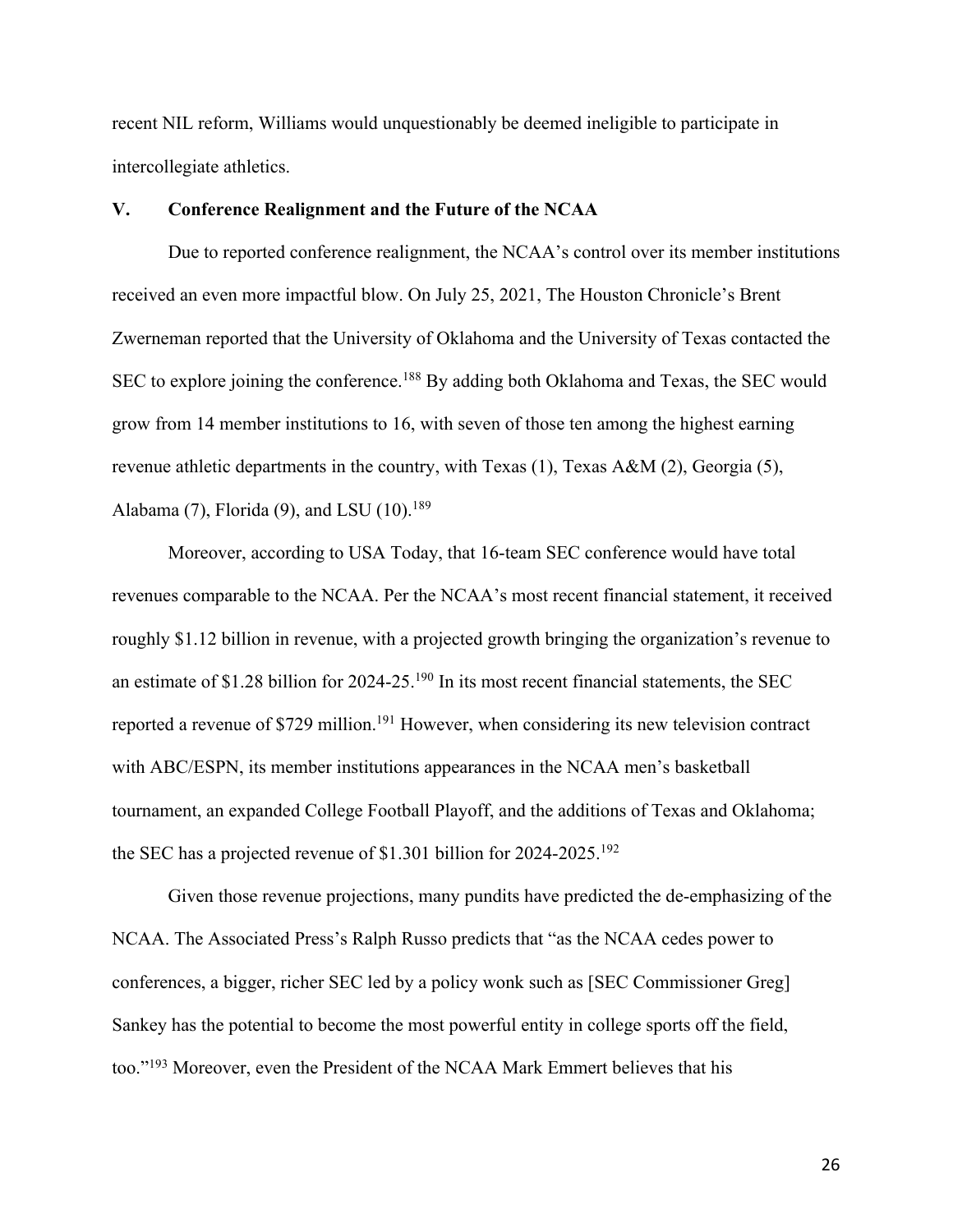recent NIL reform, Williams would unquestionably be deemed ineligible to participate in intercollegiate athletics.

## V. Conference Realignment and the Future of the NCAA

Due to reported conference realignment, the NCAA's control over its member institutions received an even more impactful blow. On July 25, 2021, The Houston Chronicle's Brent Zwerneman reported that the University of Oklahoma and the University of Texas contacted the SEC to explore joining the conference.[188] By adding both Oklahoma and Texas, the SEC would grow from 14 member institutions to 16, with seven of those ten among the highest earning revenue athletic departments in the country, with Texas (1), Texas A&M (2), Georgia (5), Alabama (7), Florida (9), and LSU (10).[189]

Moreover, according to USA Today, that 16-team SEC conference would have total revenues comparable to the NCAA. Per the NCAA's most recent financial statement, it received roughly $1.12 billion in revenue, with a projected growth bringing the organization's revenue to an estimate of $1.28 billion for 2024-25.[190] In its most recent financial statements, the SEC reported a revenue of $729 million.[191] However, when considering its new television contract with ABC/ESPN, its member institutions appearances in the NCAA men's basketball tournament, an expanded College Football Playoff, and the additions of Texas and Oklahoma; the SEC has a projected revenue of $1.301 billion for 2024-2025.[192]

Given those revenue projections, many pundits have predicted the de-emphasizing of the NCAA. The Associated Press's Ralph Russo predicts that "as the NCAA cedes power to conferences, a bigger, richer SEC led by a policy wonk such as [SEC Commissioner Greg] Sankey has the potential to become the most powerful entity in college sports off the field, too."[193] Moreover, even the President of the NCAA Mark Emmert believes that his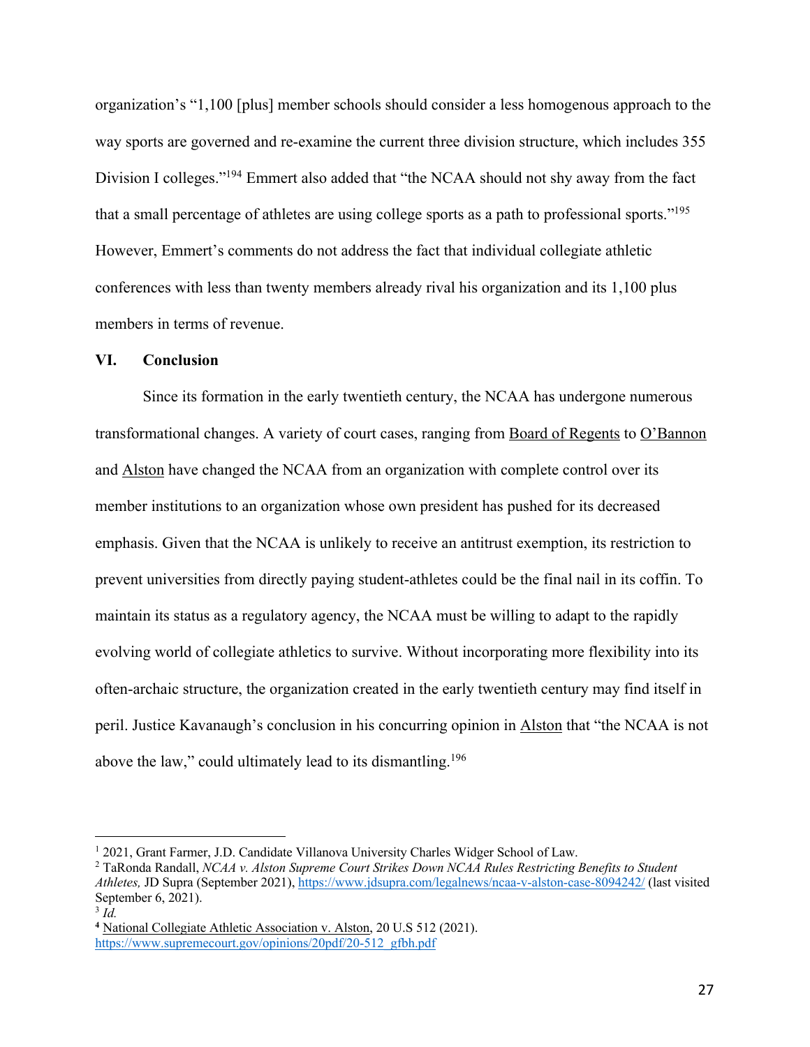organization's "1,100 [plus] member schools should consider a less homogenous approach to the way sports are governed and re-examine the current three division structure, which includes 355 Division I colleges."[194] Emmert also added that "the NCAA should not shy away from the fact that a small percentage of athletes are using college sports as a path to professional sports."[195] However, Emmert's comments do not address the fact that individual collegiate athletic conferences with less than twenty members already rival his organization and its 1,100 plus members in terms of revenue.

## VI. Conclusion

Since its formation in the early twentieth century, the NCAA has undergone numerous transformational changes. A variety of court cases, ranging from Board of Regents to O'Bannon and Alston have changed the NCAA from an organization with complete control over its member institutions to an organization whose own president has pushed for its decreased emphasis. Given that the NCAA is unlikely to receive an antitrust exemption, its restriction to prevent universities from directly paying student-athletes could be the final nail in its coffin. To maintain its status as a regulatory agency, the NCAA must be willing to adapt to the rapidly evolving world of collegiate athletics to survive. Without incorporating more flexibility into its often-archaic structure, the organization created in the early twentieth century may find itself in peril. Justice Kavanaugh's conclusion in his concurring opinion in Alston that "the NCAA is not above the law," could ultimately lead to its dismantling.[196]

---

[1] 2021, Grant Farmer, J.D. Candidate Villanova University Charles Widger School of Law.

[2] TaRonda Randall, *NCAA v. Alston Supreme Court Strikes Down NCAA Rules Restricting Benefits to Student Athletes,* JD Supra (September 2021), https://www.jdsupra.com/legalnews/ncaa-v-alston-case-8094242/ (last visited September 6, 2021).

[3] *Id.*

[4] National Collegiate Athletic Association v. Alston, 20 U.S 512 (2021). https://www.supremecourt.gov/opinions/20pdf/20-512_gfbh.pdf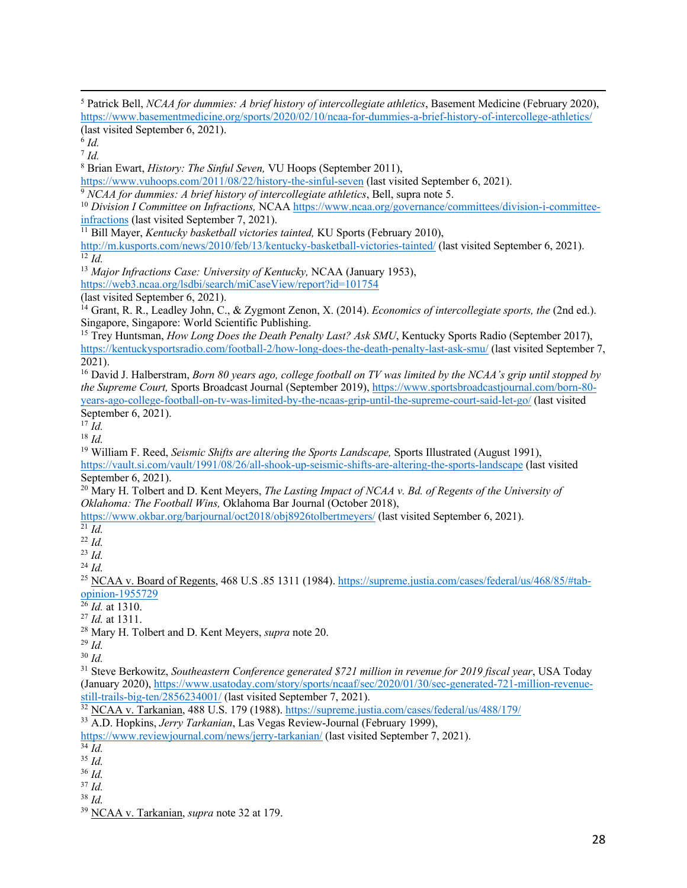[5] Patrick Bell, *NCAA for dummies: A brief history of intercollegiate athletics*, Basement Medicine (February 2020), https://www.basementmedicine.org/sports/2020/02/10/ncaa-for-dummies-a-brief-history-of-intercollege-athletics/ (last visited September 6, 2021).

[6] *Id.*

[7] *Id.*

[8] Brian Ewart, *History: The Sinful Seven,* VU Hoops (September 2011), https://www.vuhoops.com/2011/08/22/history-the-sinful-seven (last visited September 6, 2021).

[9] *NCAA for dummies: A brief history of intercollegiate athletics*, Bell, supra note 5.

[10] *Division I Committee on Infractions,* NCAA https://www.ncaa.org/governance/committees/division-i-committee-infractions (last visited September 7, 2021).

[11] Bill Mayer, *Kentucky basketball victories tainted,* KU Sports (February 2010), http://m.kusports.com/news/2010/feb/13/kentucky-basketball-victories-tainted/ (last visited September 6, 2021).

[12] *Id.*

[13] *Major Infractions Case: University of Kentucky,* NCAA (January 1953), https://web3.ncaa.org/lsdbi/search/miCaseView/report?id=101754 (last visited September 6, 2021).

[14] Grant, R. R., Leadley John, C., & Zygmont Zenon, X. (2014). *Economics of intercollegiate sports, the* (2nd ed.). Singapore, Singapore: World Scientific Publishing.

[15] Trey Huntsman, *How Long Does the Death Penalty Last? Ask SMU*, Kentucky Sports Radio (September 2017), https://kentuckysportsradio.com/football-2/how-long-does-the-death-penalty-last-ask-smu/ (last visited September 7, 2021).

[16] David J. Halberstram, *Born 80 years ago, college football on TV was limited by the NCAA's grip until stopped by the Supreme Court,* Sports Broadcast Journal (September 2019), https://www.sportsbroadcastjournal.com/born-80-years-ago-college-football-on-tv-was-limited-by-the-ncaas-grip-until-the-supreme-court-said-let-go/ (last visited September 6, 2021).

[17] *Id.*

[18] *Id.*

[19] William F. Reed, *Seismic Shifts are altering the Sports Landscape,* Sports Illustrated (August 1991), https://vault.si.com/vault/1991/08/26/all-shook-up-seismic-shifts-are-altering-the-sports-landscape (last visited September 6, 2021).

[20] Mary H. Tolbert and D. Kent Meyers, *The Lasting Impact of NCAA v. Bd. of Regents of the University of Oklahoma: The Football Wins,* Oklahoma Bar Journal (October 2018), https://www.okbar.org/barjournal/oct2018/obj8926tolbertmeyers/ (last visited September 6, 2021).

[21] *Id.*

[22] *Id.*

[23] *Id.*

[24] *Id.*

[25] NCAA v. Board of Regents, 468 U.S .85 1311 (1984). https://supreme.justia.com/cases/federal/us/468/85/#tab-opinion-1955729

[26] *Id.* at 1310.

[27] *Id.* at 1311.

[28] Mary H. Tolbert and D. Kent Meyers, *supra* note 20.

[29] *Id.*

[30] *Id.*

[31] Steve Berkowitz, *Southeastern Conference generated $721 million in revenue for 2019 fiscal year*, USA Today (January 2020), https://www.usatoday.com/story/sports/ncaaf/sec/2020/01/30/sec-generated-721-million-revenue-still-trails-big-ten/2856234001/ (last visited September 7, 2021).

[32] NCAA v. Tarkanian, 488 U.S. 179 (1988). https://supreme.justia.com/cases/federal/us/488/179/

[33] A.D. Hopkins, *Jerry Tarkanian*, Las Vegas Review-Journal (February 1999), https://www.reviewjournal.com/news/jerry-tarkanian/ (last visited September 7, 2021).

[34] *Id.*

[35] *Id.*

[36] *Id.*

[37] *Id.*

[38] *Id.*

[39] NCAA v. Tarkanian, *supra* note 32 at 179.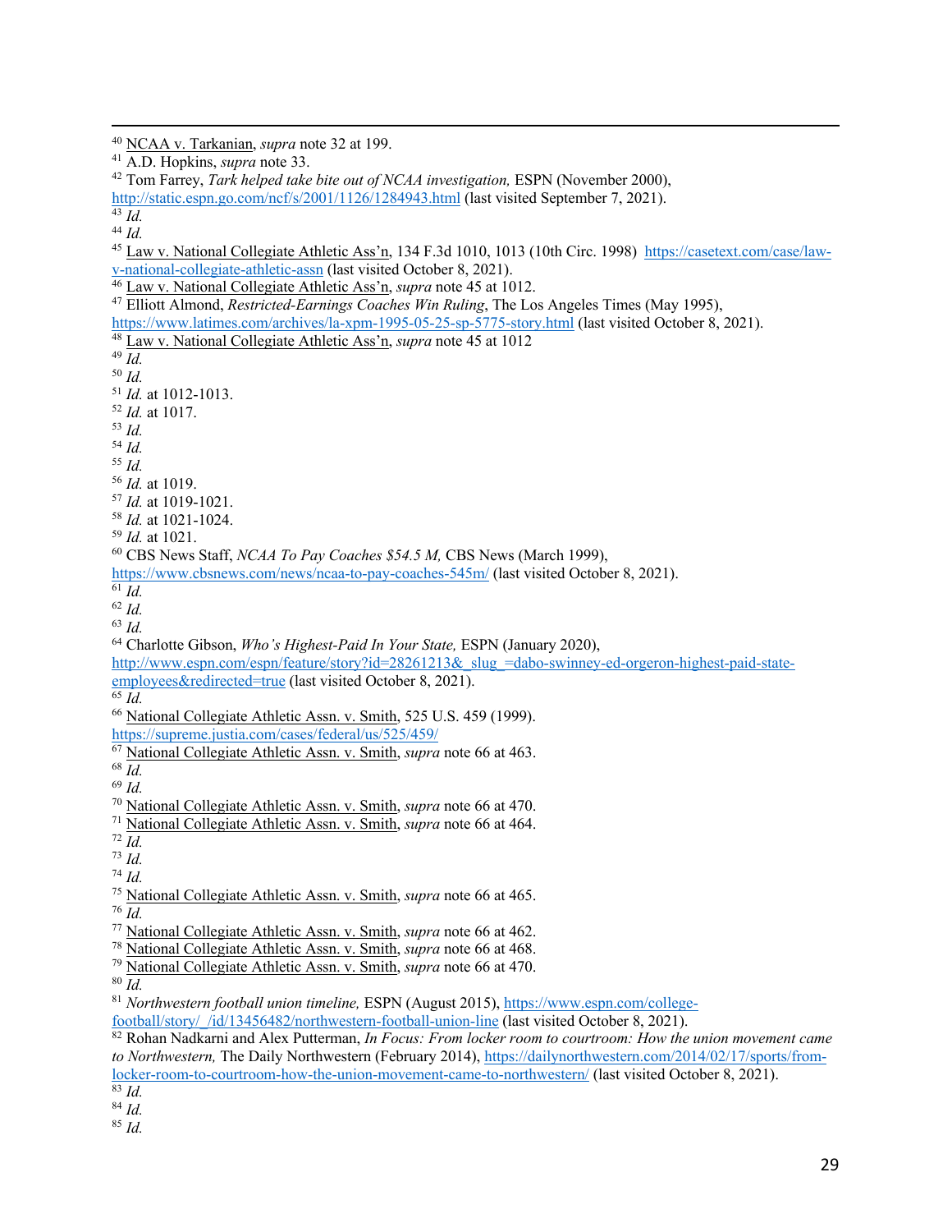[40] NCAA v. Tarkanian, *supra* note 32 at 199.

[41] A.D. Hopkins, *supra* note 33.

[42] Tom Farrey, *Tark helped take bite out of NCAA investigation,* ESPN (November 2000), http://static.espn.go.com/ncf/s/2001/1126/1284943.html (last visited September 7, 2021).

[43] *Id.*

[44] *Id.*

[45] Law v. National Collegiate Athletic Ass'n, 134 F.3d 1010, 1013 (10th Circ. 1998) https://casetext.com/case/law-v-national-collegiate-athletic-assn (last visited October 8, 2021).

[46] Law v. National Collegiate Athletic Ass'n, *supra* note 45 at 1012.

[47] Elliott Almond, *Restricted-Earnings Coaches Win Ruling*, The Los Angeles Times (May 1995), https://www.latimes.com/archives/la-xpm-1995-05-25-sp-5775-story.html (last visited October 8, 2021).

[48] Law v. National Collegiate Athletic Ass'n, *supra* note 45 at 1012

[49] *Id.*

[50] *Id.*

[51] *Id.* at 1012-1013.

[52] *Id.* at 1017.

[53] *Id.*

[54] *Id.*

[55] *Id.*

[56] *Id.* at 1019.

[57] *Id.* at 1019-1021.

[58] *Id.* at 1021-1024.

[59] *Id.* at 1021.

[60] CBS News Staff, *NCAA To Pay Coaches $54.5 M,* CBS News (March 1999), https://www.cbsnews.com/news/ncaa-to-pay-coaches-545m/ (last visited October 8, 2021).

[61] *Id.*

[62] *Id.*

[63] *Id.*

[64] Charlotte Gibson, *Who's Highest-Paid In Your State,* ESPN (January 2020), http://www.espn.com/espn/feature/story?id=28261213&_slug_=dabo-swinney-ed-orgeron-highest-paid-state-employees&redirected=true (last visited October 8, 2021).

[65] *Id.*

[66] National Collegiate Athletic Assn. v. Smith, 525 U.S. 459 (1999). https://supreme.justia.com/cases/federal/us/525/459/

[67] National Collegiate Athletic Assn. v. Smith, *supra* note 66 at 463.

[68] *Id.*

[69] *Id.*

[70] National Collegiate Athletic Assn. v. Smith, *supra* note 66 at 470.

[71] National Collegiate Athletic Assn. v. Smith, *supra* note 66 at 464.

[72] *Id.*

[73] *Id.*

[74] *Id.*

[75] National Collegiate Athletic Assn. v. Smith, *supra* note 66 at 465.

[76] *Id.*

[77] National Collegiate Athletic Assn. v. Smith, *supra* note 66 at 462.

[78] National Collegiate Athletic Assn. v. Smith, *supra* note 66 at 468.

[79] National Collegiate Athletic Assn. v. Smith, *supra* note 66 at 470.

[80] *Id.*

[81] *Northwestern football union timeline,* ESPN (August 2015), https://www.espn.com/college-football/story/_/id/13456482/northwestern-football-union-line (last visited October 8, 2021).

[82] Rohan Nadkarni and Alex Putterman, *In Focus: From locker room to courtroom: How the union movement came to Northwestern,* The Daily Northwestern (February 2014), https://dailynorthwestern.com/2014/02/17/sports/from-locker-room-to-courtroom-how-the-union-movement-came-to-northwestern/ (last visited October 8, 2021).

[83] *Id.*

[84] *Id.*

[85] *Id.*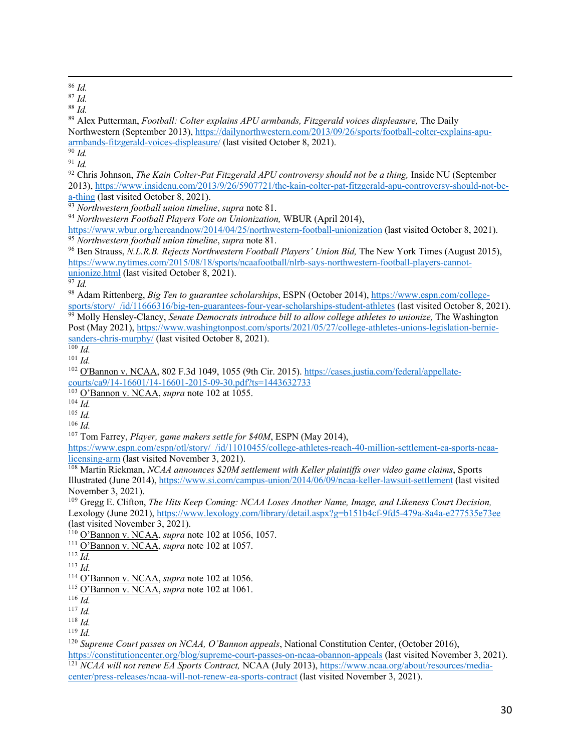[86] *Id.*

[87] *Id.*

[88] *Id.*

[89] Alex Putterman, *Football: Colter explains APU armbands, Fitzgerald voices displeasure,* The Daily Northwestern (September 2013), https://dailynorthwestern.com/2013/09/26/sports/football-colter-explains-apu-armbands-fitzgerald-voices-displeasure/ (last visited October 8, 2021).

[90] *Id.*

[91] *Id.*

[92] Chris Johnson, *The Kain Colter-Pat Fitzgerald APU controversy should not be a thing,* Inside NU (September 2013), https://www.insidenu.com/2013/9/26/5907721/the-kain-colter-pat-fitzgerald-apu-controversy-should-not-be-a-thing (last visited October 8, 2021).

[93] *Northwestern football union timeline*, *supra* note 81.

[94] *Northwestern Football Players Vote on Unionization,* WBUR (April 2014), https://www.wbur.org/hereandnow/2014/04/25/northwestern-football-unionization (last visited October 8, 2021).

[95] *Northwestern football union timeline*, *supra* note 81.

[96] Ben Strauss, *N.L.R.B. Rejects Northwestern Football Players' Union Bid,* The New York Times (August 2015), https://www.nytimes.com/2015/08/18/sports/ncaafootball/nlrb-says-northwestern-football-players-cannot-unionize.html (last visited October 8, 2021).

[97] *Id.*

[98] Adam Rittenberg, *Big Ten to guarantee scholarships*, ESPN (October 2014), https://www.espn.com/college-sports/story/_/id/11666316/big-ten-guarantees-four-year-scholarships-student-athletes (last visited October 8, 2021).

[99] Molly Hensley-Clancy, *Senate Democrats introduce bill to allow college athletes to unionize,* The Washington Post (May 2021), https://www.washingtonpost.com/sports/2021/05/27/college-athletes-unions-legislation-bernie-sanders-chris-murphy/ (last visited October 8, 2021).

[100] *Id.*

[101] *Id.*

[102] O'Bannon v. NCAA, 802 F.3d 1049, 1055 (9th Cir. 2015). https://cases.justia.com/federal/appellate-courts/ca9/14-16601/14-16601-2015-09-30.pdf?ts=1443632733

[103] O'Bannon v. NCAA, *supra* note 102 at 1055.

[104] *Id.*

[105] *Id.*

[106] *Id.*

[107] Tom Farrey, *Player, game makers settle for $40M*, ESPN (May 2014), https://www.espn.com/espn/otl/story/_/id/11010455/college-athletes-reach-40-million-settlement-ea-sports-ncaa-licensing-arm (last visited November 3, 2021).

[108] Martin Rickman, *NCAA announces $20M settlement with Keller plaintiffs over video game claims*, Sports Illustrated (June 2014), https://www.si.com/campus-union/2014/06/09/ncaa-keller-lawsuit-settlement (last visited November 3, 2021).

[109] Gregg E. Clifton, *The Hits Keep Coming: NCAA Loses Another Name, Image, and Likeness Court Decision,* Lexology (June 2021), https://www.lexology.com/library/detail.aspx?g=b151b4cf-9fd5-479a-8a4a-e277535e73ee (last visited November 3, 2021).

[110] O'Bannon v. NCAA, *supra* note 102 at 1056, 1057.

[111] O'Bannon v. NCAA, *supra* note 102 at 1057.

[112] *Id.*

[113] *Id.*

[114] O'Bannon v. NCAA, *supra* note 102 at 1056.

[115] O'Bannon v. NCAA, *supra* note 102 at 1061.

[116] *Id.*

[117] *Id.*

[118] *Id.*

[119] *Id.*

[120] *Supreme Court passes on NCAA, O'Bannon appeals*, National Constitution Center, (October 2016), https://constitutioncenter.org/blog/supreme-court-passes-on-ncaa-obannon-appeals (last visited November 3, 2021).

[121] *NCAA will not renew EA Sports Contract,* NCAA (July 2013), https://www.ncaa.org/about/resources/media-center/press-releases/ncaa-will-not-renew-ea-sports-contract (last visited November 3, 2021).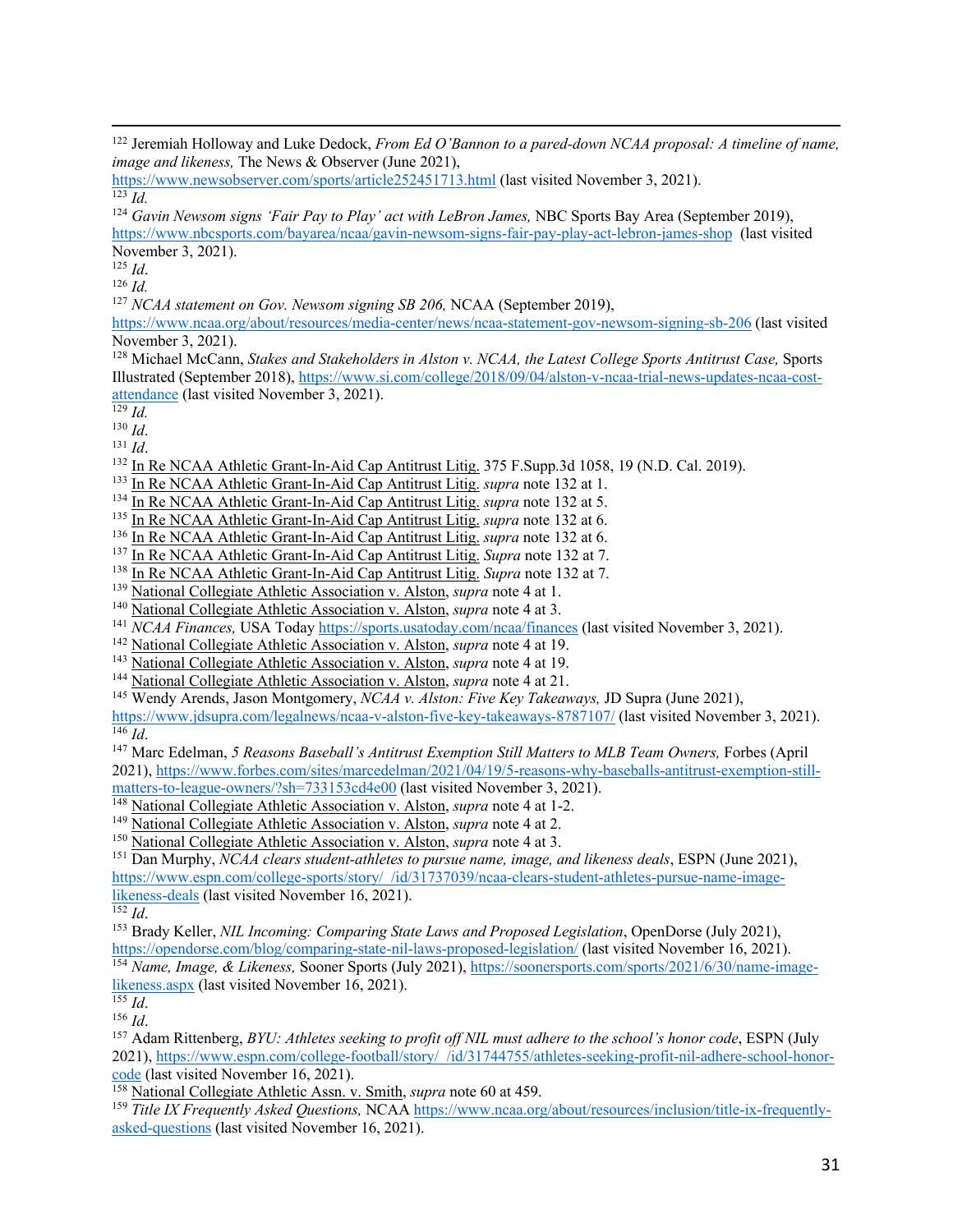[122] Jeremiah Holloway and Luke Dedock, *From Ed O'Bannon to a pared-down NCAA proposal: A timeline of name, image and likeness,* The News & Observer (June 2021), https://www.newsobserver.com/sports/article252451713.html (last visited November 3, 2021).

[123] *Id.*

[124] *Gavin Newsom signs 'Fair Pay to Play' act with LeBron James,* NBC Sports Bay Area (September 2019), https://www.nbcsports.com/bayarea/ncaa/gavin-newsom-signs-fair-pay-play-act-lebron-james-shop (last visited November 3, 2021).

[125] *Id*.

[126] *Id.*

[127] *NCAA statement on Gov. Newsom signing SB 206,* NCAA (September 2019), https://www.ncaa.org/about/resources/media-center/news/ncaa-statement-gov-newsom-signing-sb-206 (last visited November 3, 2021).

[128] Michael McCann, *Stakes and Stakeholders in Alston v. NCAA, the Latest College Sports Antitrust Case,* Sports Illustrated (September 2018), https://www.si.com/college/2018/09/04/alston-v-ncaa-trial-news-updates-ncaa-cost-attendance (last visited November 3, 2021).

[129] *Id.*

[130] *Id*.

[131] *Id*.

[132] In Re NCAA Athletic Grant-In-Aid Cap Antitrust Litig. 375 F.Supp.3d 1058, 19 (N.D. Cal. 2019).

[133] In Re NCAA Athletic Grant-In-Aid Cap Antitrust Litig. *supra* note 132 at 1.

[134] In Re NCAA Athletic Grant-In-Aid Cap Antitrust Litig. *supra* note 132 at 5.

[135] In Re NCAA Athletic Grant-In-Aid Cap Antitrust Litig. *supra* note 132 at 6.

[136] In Re NCAA Athletic Grant-In-Aid Cap Antitrust Litig. *supra* note 132 at 6.

[137] In Re NCAA Athletic Grant-In-Aid Cap Antitrust Litig. *Supra* note 132 at 7.

[138] In Re NCAA Athletic Grant-In-Aid Cap Antitrust Litig. *Supra* note 132 at 7.

[139] National Collegiate Athletic Association v. Alston, *supra* note 4 at 1.

[140] National Collegiate Athletic Association v. Alston, *supra* note 4 at 3.

[141] *NCAA Finances,* USA Today https://sports.usatoday.com/ncaa/finances (last visited November 3, 2021).

[142] National Collegiate Athletic Association v. Alston, *supra* note 4 at 19.

[143] National Collegiate Athletic Association v. Alston, *supra* note 4 at 19.

[144] National Collegiate Athletic Association v. Alston, *supra* note 4 at 21.

[145] Wendy Arends, Jason Montgomery, *NCAA v. Alston: Five Key Takeaways,* JD Supra (June 2021), https://www.jdsupra.com/legalnews/ncaa-v-alston-five-key-takeaways-8787107/ (last visited November 3, 2021).

[146] *Id*.

[147] Marc Edelman, *5 Reasons Baseball's Antitrust Exemption Still Matters to MLB Team Owners,* Forbes (April 2021), https://www.forbes.com/sites/marcedelman/2021/04/19/5-reasons-why-baseballs-antitrust-exemption-still-matters-to-league-owners/?sh=733153cd4e00 (last visited November 3, 2021).

[148] National Collegiate Athletic Association v. Alston, *supra* note 4 at 1-2.

[149] National Collegiate Athletic Association v. Alston, *supra* note 4 at 2.

[150] National Collegiate Athletic Association v. Alston, *supra* note 4 at 3.

[151] Dan Murphy, *NCAA clears student-athletes to pursue name, image, and likeness deals*, ESPN (June 2021), https://www.espn.com/college-sports/story/_/id/31737039/ncaa-clears-student-athletes-pursue-name-image-likeness-deals (last visited November 16, 2021).

[152] *Id*.

[153] Brady Keller, *NIL Incoming: Comparing State Laws and Proposed Legislation*, OpenDorse (July 2021), https://opendorse.com/blog/comparing-state-nil-laws-proposed-legislation/ (last visited November 16, 2021).

[154] *Name, Image, & Likeness,* Sooner Sports (July 2021), https://soonersports.com/sports/2021/6/30/name-image-likeness.aspx (last visited November 16, 2021).

[155] *Id*.

[156] *Id*.

[157] Adam Rittenberg, *BYU: Athletes seeking to profit off NIL must adhere to the school's honor code*, ESPN (July 2021), https://www.espn.com/college-football/story/_/id/31744755/athletes-seeking-profit-nil-adhere-school-honor-code (last visited November 16, 2021).

[158] National Collegiate Athletic Assn. v. Smith, *supra* note 60 at 459.

[159] *Title IX Frequently Asked Questions,* NCAA https://www.ncaa.org/about/resources/inclusion/title-ix-frequently-asked-questions (last visited November 16, 2021).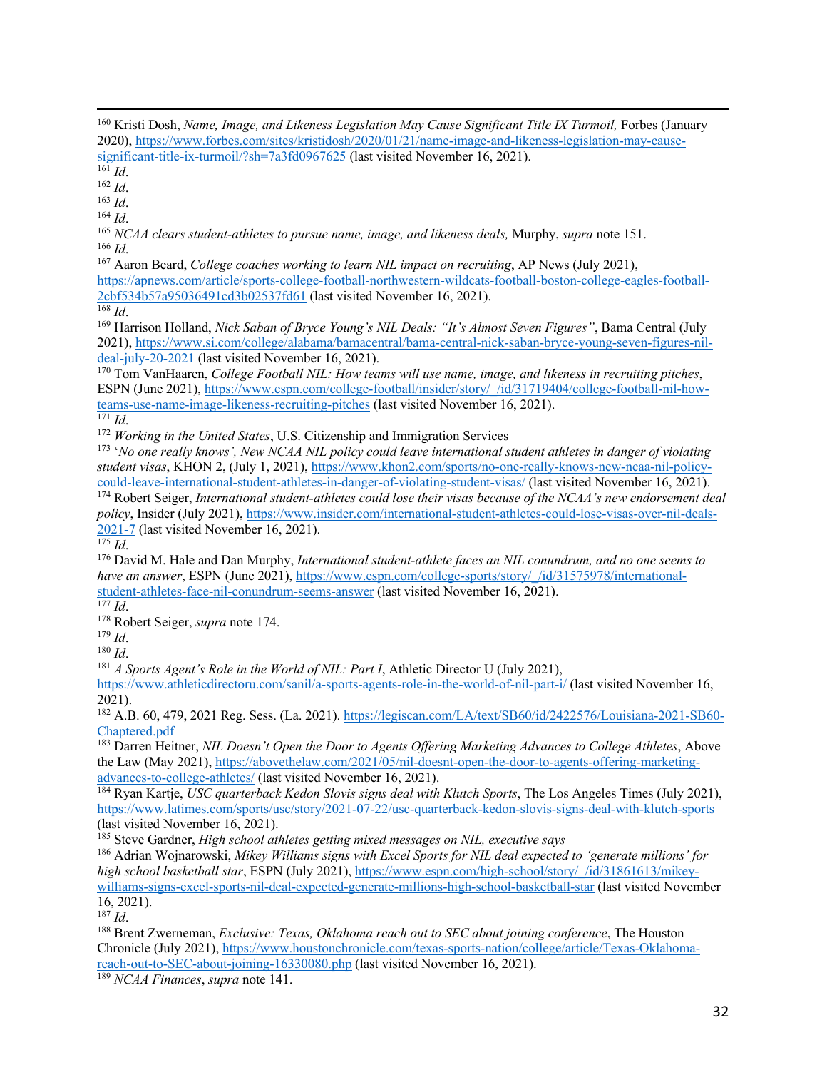[160] Kristi Dosh, *Name, Image, and Likeness Legislation May Cause Significant Title IX Turmoil,* Forbes (January 2020), https://www.forbes.com/sites/kristidosh/2020/01/21/name-image-and-likeness-legislation-may-cause-significant-title-ix-turmoil/?sh=7a3fd0967625 (last visited November 16, 2021).

[161] *Id*.

[162] *Id*.

[163] *Id*.

[164] *Id*.

[165] *NCAA clears student-athletes to pursue name, image, and likeness deals,* Murphy, *supra* note 151.

[166] *Id*.

[167] Aaron Beard, *College coaches working to learn NIL impact on recruiting*, AP News (July 2021), https://apnews.com/article/sports-college-football-northwestern-wildcats-football-boston-college-eagles-football-2cbf534b57a95036491cd3b02537fd61 (last visited November 16, 2021).

[168] *Id*.

[169] Harrison Holland, *Nick Saban of Bryce Young's NIL Deals: "It's Almost Seven Figures"*, Bama Central (July 2021), https://www.si.com/college/alabama/bamacentral/bama-central-nick-saban-bryce-young-seven-figures-nil-deal-july-20-2021 (last visited November 16, 2021).

[170] Tom VanHaaren, *College Football NIL: How teams will use name, image, and likeness in recruiting pitches*, ESPN (June 2021), https://www.espn.com/college-football/insider/story/_/id/31719404/college-football-nil-how-teams-use-name-image-likeness-recruiting-pitches (last visited November 16, 2021).

[171] *Id*.

[172] *Working in the United States*, U.S. Citizenship and Immigration Services

[173] '*No one really knows', New NCAA NIL policy could leave international student athletes in danger of violating student visas*, KHON 2, (July 1, 2021), https://www.khon2.com/sports/no-one-really-knows-new-ncaa-nil-policy-could-leave-international-student-athletes-in-danger-of-violating-student-visas/ (last visited November 16, 2021).

[174] Robert Seiger, *International student-athletes could lose their visas because of the NCAA's new endorsement deal policy*, Insider (July 2021), https://www.insider.com/international-student-athletes-could-lose-visas-over-nil-deals-2021-7 (last visited November 16, 2021).

[175] *Id*.

[176] David M. Hale and Dan Murphy, *International student-athlete faces an NIL conundrum, and no one seems to have an answer*, ESPN (June 2021), https://www.espn.com/college-sports/story/_/id/31575978/international-student-athletes-face-nil-conundrum-seems-answer (last visited November 16, 2021).

[177] *Id*.

[178] Robert Seiger, *supra* note 174.

[179] *Id*.

[180] *Id*.

[181] *A Sports Agent's Role in the World of NIL: Part I*, Athletic Director U (July 2021), https://www.athleticdirectoru.com/sanil/a-sports-agents-role-in-the-world-of-nil-part-i/ (last visited November 16, 2021).

[182] A.B. 60, 479, 2021 Reg. Sess. (La. 2021). https://legiscan.com/LA/text/SB60/id/2422576/Louisiana-2021-SB60-Chaptered.pdf

[183] Darren Heitner, *NIL Doesn't Open the Door to Agents Offering Marketing Advances to College Athletes*, Above the Law (May 2021), https://abovethelaw.com/2021/05/nil-doesnt-open-the-door-to-agents-offering-marketing-advances-to-college-athletes/ (last visited November 16, 2021).

[184] Ryan Kartje, *USC quarterback Kedon Slovis signs deal with Klutch Sports*, The Los Angeles Times (July 2021), https://www.latimes.com/sports/usc/story/2021-07-22/usc-quarterback-kedon-slovis-signs-deal-with-klutch-sports (last visited November 16, 2021).

[185] Steve Gardner, *High school athletes getting mixed messages on NIL, executive says*

[186] Adrian Wojnarowski, *Mikey Williams signs with Excel Sports for NIL deal expected to 'generate millions' for high school basketball star*, ESPN (July 2021), https://www.espn.com/high-school/story/_/id/31861613/mikey-williams-signs-excel-sports-nil-deal-expected-generate-millions-high-school-basketball-star (last visited November 16, 2021).

[187] *Id*.

[188] Brent Zwerneman, *Exclusive: Texas, Oklahoma reach out to SEC about joining conference*, The Houston Chronicle (July 2021), https://www.houstonchronicle.com/texas-sports-nation/college/article/Texas-Oklahoma-reach-out-to-SEC-about-joining-16330080.php (last visited November 16, 2021).

[189] *NCAA Finances*, *supra* note 141.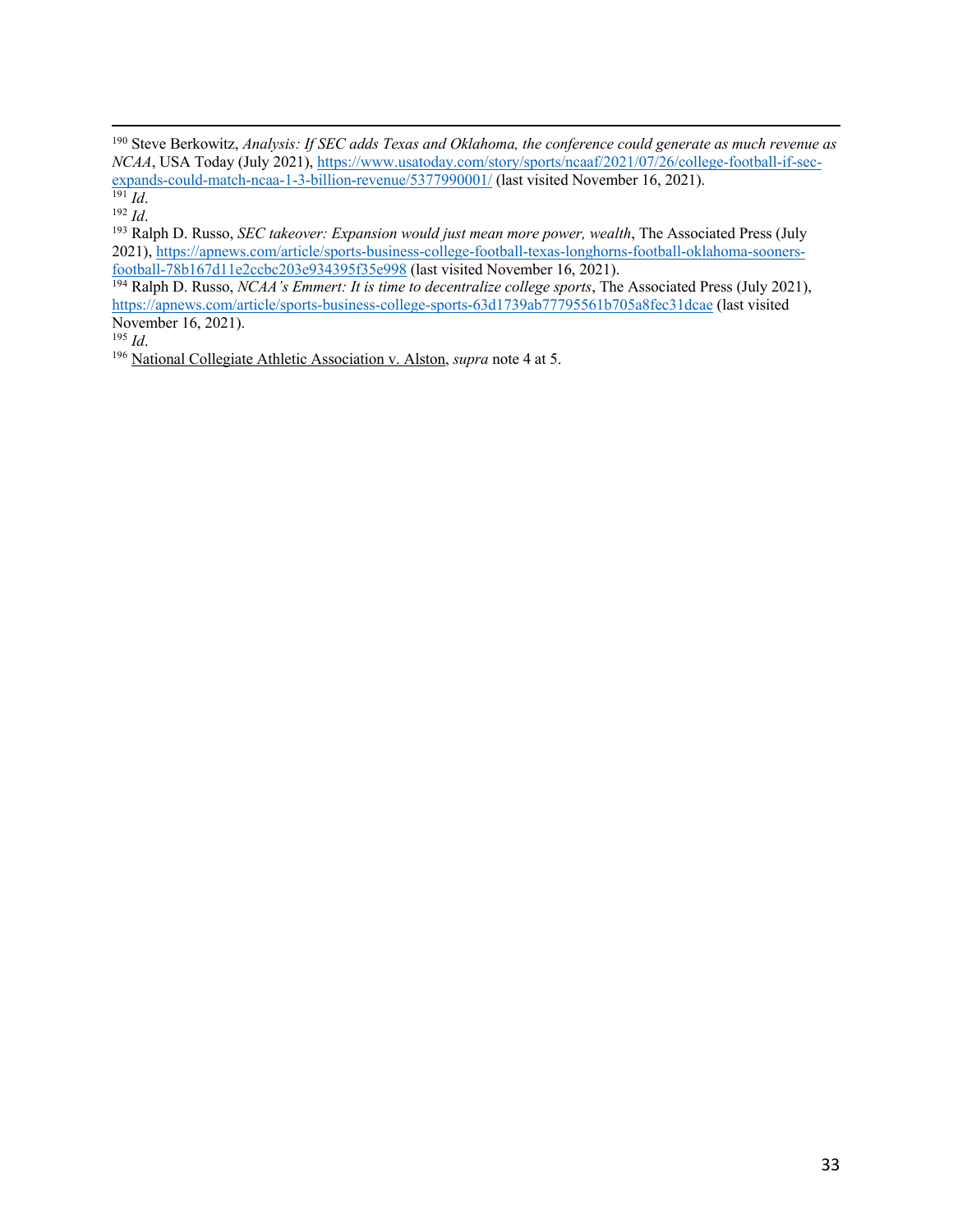[190] Steve Berkowitz, *Analysis: If SEC adds Texas and Oklahoma, the conference could generate as much revenue as NCAA*, USA Today (July 2021), https://www.usatoday.com/story/sports/ncaaf/2021/07/26/college-football-if-sec-expands-could-match-ncaa-1-3-billion-revenue/5377990001/ (last visited November 16, 2021).

[191] *Id*.

[192] *Id*.

[193] Ralph D. Russo, *SEC takeover: Expansion would just mean more power, wealth*, The Associated Press (July 2021), https://apnews.com/article/sports-business-college-football-texas-longhorns-football-oklahoma-sooners-football-78b167d11e2ccbc203e934395f35e998 (last visited November 16, 2021).

[194] Ralph D. Russo, *NCAA's Emmert: It is time to decentralize college sports*, The Associated Press (July 2021), https://apnews.com/article/sports-business-college-sports-63d1739ab77795561b705a8fec31dcae (last visited November 16, 2021).

[195] *Id*.

[196] National Collegiate Athletic Association v. Alston, *supra* note 4 at 5.